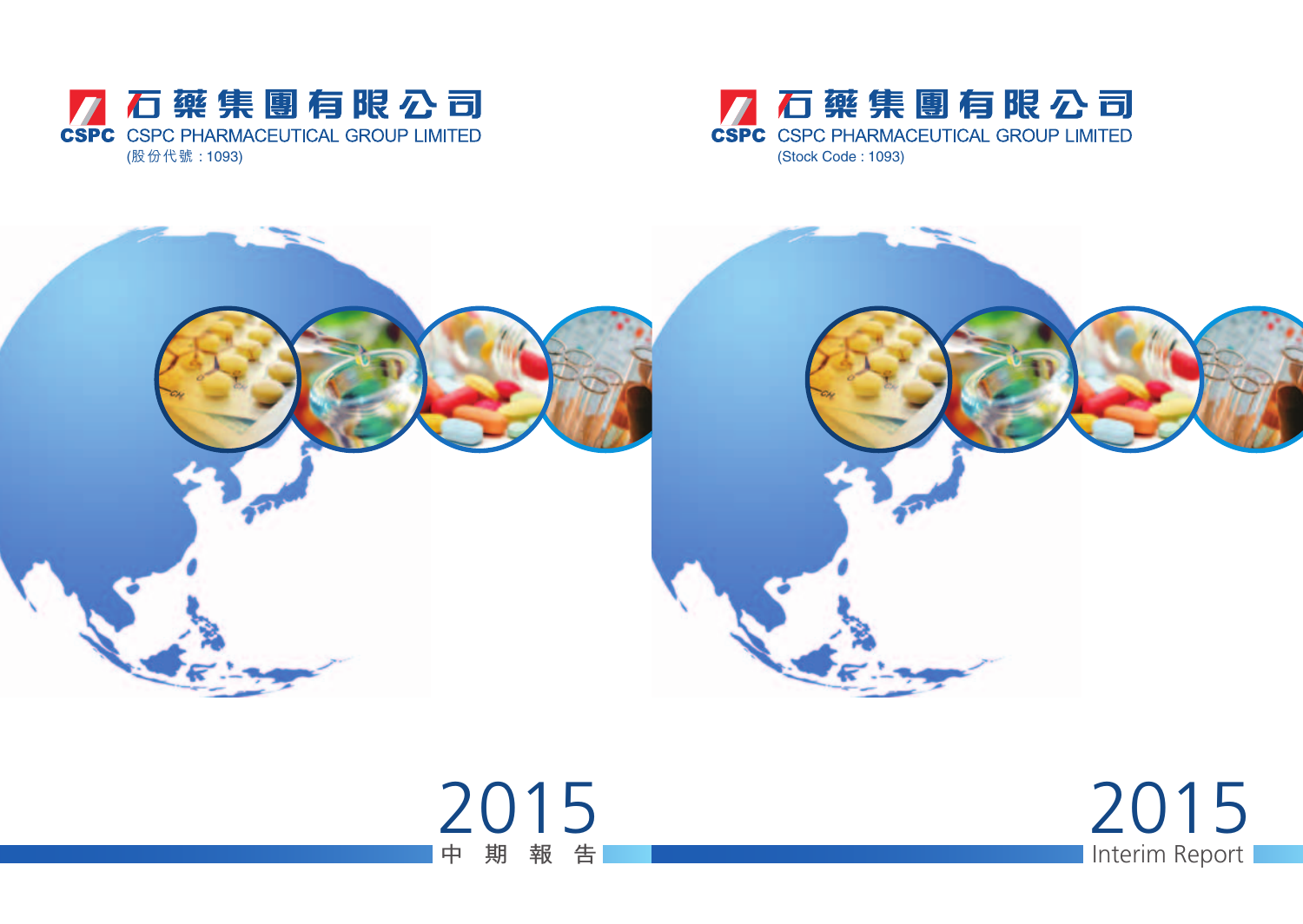石藥集團有限公司

CSPC PHARMACEUTICAL GROUP LIMITED

(股份代號：1093)

2015

中 期 報 告

石藥集團有限公司

CSPC PHARMACEUTICAL GROUP LIMITED

(Stock Code : 1093)

2015

Interim Report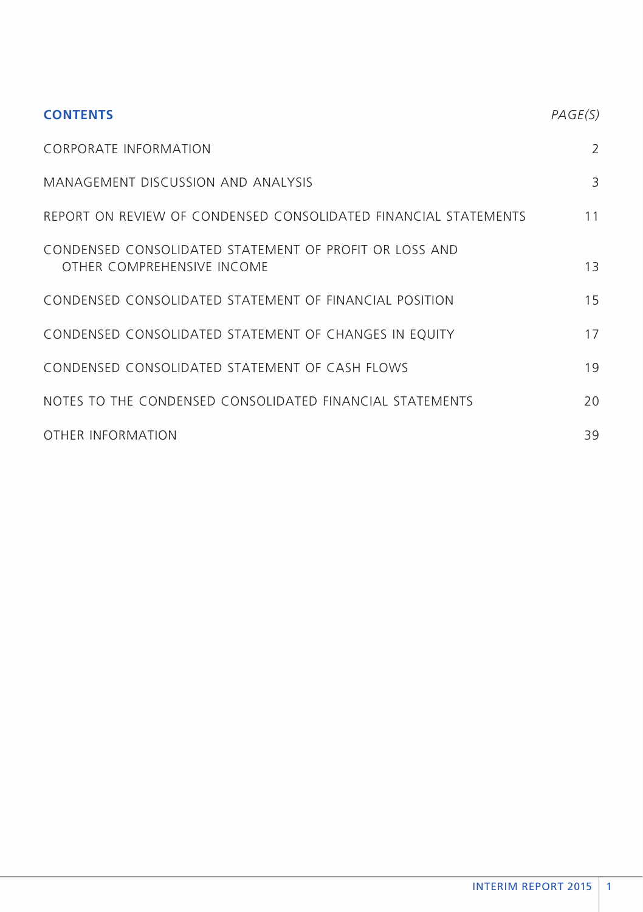## CONTENTS

| | PAGE(S) |
|---|---|
| CORPORATE INFORMATION | 2 |
| MANAGEMENT DISCUSSION AND ANALYSIS | 3 |
| REPORT ON REVIEW OF CONDENSED CONSOLIDATED FINANCIAL STATEMENTS | 11 |
| CONDENSED CONSOLIDATED STATEMENT OF PROFIT OR LOSS AND OTHER COMPREHENSIVE INCOME | 13 |
| CONDENSED CONSOLIDATED STATEMENT OF FINANCIAL POSITION | 15 |
| CONDENSED CONSOLIDATED STATEMENT OF CHANGES IN EQUITY | 17 |
| CONDENSED CONSOLIDATED STATEMENT OF CASH FLOWS | 19 |
| NOTES TO THE CONDENSED CONSOLIDATED FINANCIAL STATEMENTS | 20 |
| OTHER INFORMATION | 39 |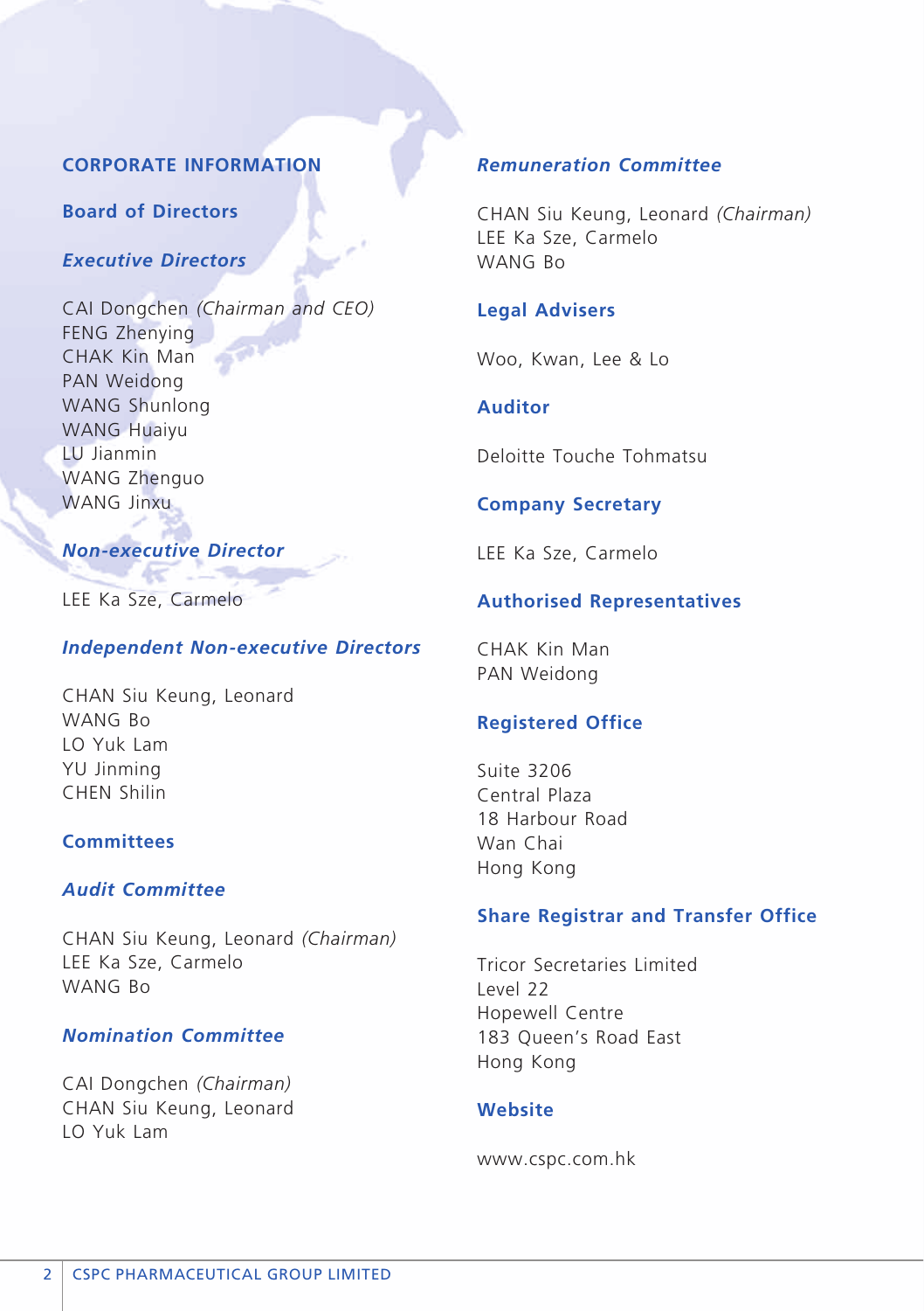# CORPORATE INFORMATION

## Board of Directors

### *Executive Directors*

CAI Dongchen *(Chairman and CEO)*
FENG Zhenying
CHAK Kin Man
PAN Weidong
WANG Shunlong
WANG Huaiyu
LU Jianmin
WANG Zhenguo
WANG Jinxu

### *Non-executive Director*

LEE Ka Sze, Carmelo

### *Independent Non-executive Directors*

CHAN Siu Keung, Leonard
WANG Bo
LO Yuk Lam
YU Jinming
CHEN Shilin

## Committees

### *Audit Committee*

CHAN Siu Keung, Leonard *(Chairman)*
LEE Ka Sze, Carmelo
WANG Bo

### *Nomination Committee*

CAI Dongchen *(Chairman)*
CHAN Siu Keung, Leonard
LO Yuk Lam

### *Remuneration Committee*

CHAN Siu Keung, Leonard *(Chairman)*
LEE Ka Sze, Carmelo
WANG Bo

## Legal Advisers

Woo, Kwan, Lee & Lo

## Auditor

Deloitte Touche Tohmatsu

## Company Secretary

LEE Ka Sze, Carmelo

## Authorised Representatives

CHAK Kin Man
PAN Weidong

## Registered Office

Suite 3206
Central Plaza
18 Harbour Road
Wan Chai
Hong Kong

## Share Registrar and Transfer Office

Tricor Secretaries Limited
Level 22
Hopewell Centre
183 Queen's Road East
Hong Kong

## Website

www.cspc.com.hk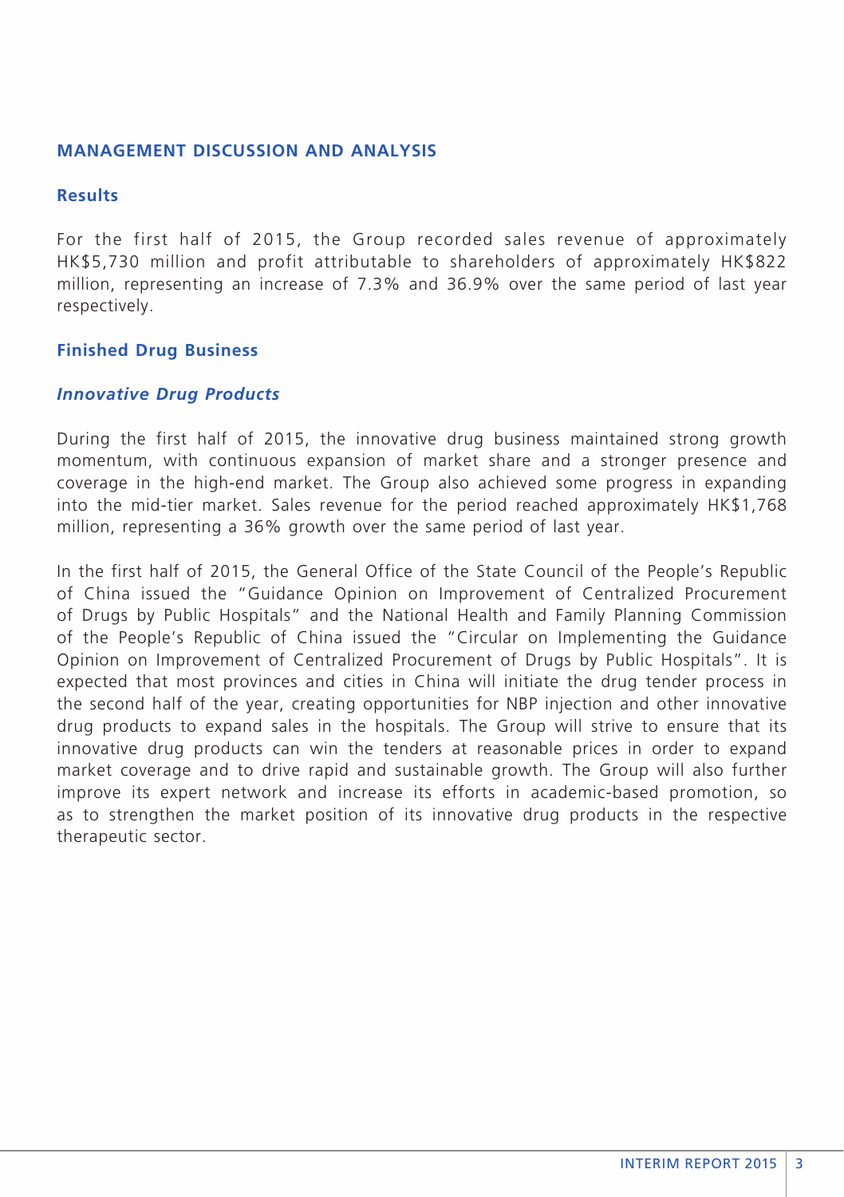## MANAGEMENT DISCUSSION AND ANALYSIS

### Results

For the first half of 2015, the Group recorded sales revenue of approximately HK$5,730 million and profit attributable to shareholders of approximately HK$822 million, representing an increase of 7.3% and 36.9% over the same period of last year respectively.

### Finished Drug Business

#### *Innovative Drug Products*

During the first half of 2015, the innovative drug business maintained strong growth momentum, with continuous expansion of market share and a stronger presence and coverage in the high-end market. The Group also achieved some progress in expanding into the mid-tier market. Sales revenue for the period reached approximately HK$1,768 million, representing a 36% growth over the same period of last year.

In the first half of 2015, the General Office of the State Council of the People's Republic of China issued the "Guidance Opinion on Improvement of Centralized Procurement of Drugs by Public Hospitals" and the National Health and Family Planning Commission of the People's Republic of China issued the "Circular on Implementing the Guidance Opinion on Improvement of Centralized Procurement of Drugs by Public Hospitals". It is expected that most provinces and cities in China will initiate the drug tender process in the second half of the year, creating opportunities for NBP injection and other innovative drug products to expand sales in the hospitals. The Group will strive to ensure that its innovative drug products can win the tenders at reasonable prices in order to expand market coverage and to drive rapid and sustainable growth. The Group will also further improve its expert network and increase its efforts in academic-based promotion, so as to strengthen the market position of its innovative drug products in the respective therapeutic sector.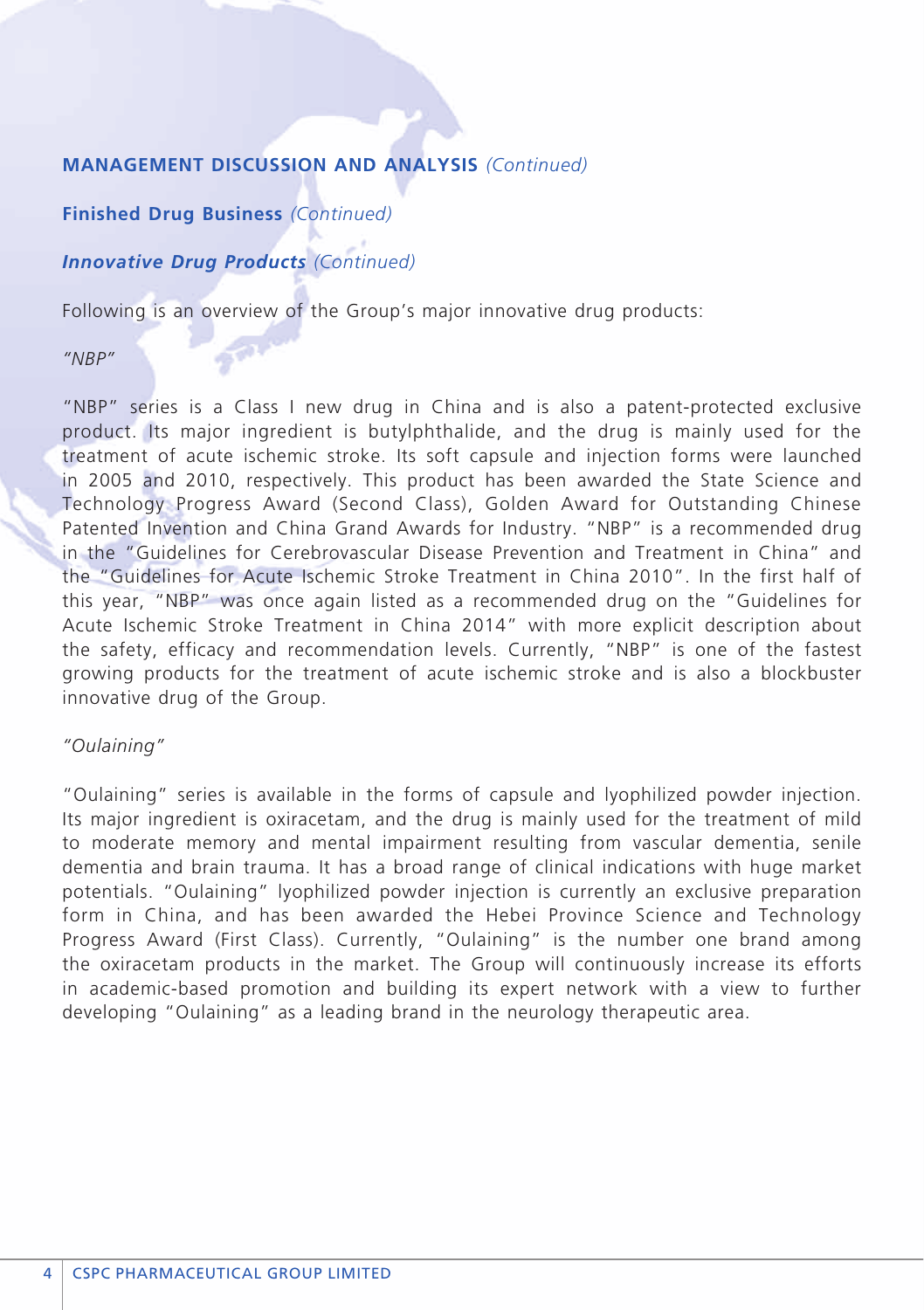## MANAGEMENT DISCUSSION AND ANALYSIS *(Continued)*

### Finished Drug Business *(Continued)*

#### ***Innovative Drug Products*** *(Continued)*

Following is an overview of the Group's major innovative drug products:

*"NBP"*

"NBP" series is a Class I new drug in China and is also a patent-protected exclusive product. Its major ingredient is butylphthalide, and the drug is mainly used for the treatment of acute ischemic stroke. Its soft capsule and injection forms were launched in 2005 and 2010, respectively. This product has been awarded the State Science and Technology Progress Award (Second Class), Golden Award for Outstanding Chinese Patented Invention and China Grand Awards for Industry. "NBP" is a recommended drug in the "Guidelines for Cerebrovascular Disease Prevention and Treatment in China" and the "Guidelines for Acute Ischemic Stroke Treatment in China 2010". In the first half of this year, "NBP" was once again listed as a recommended drug on the "Guidelines for Acute Ischemic Stroke Treatment in China 2014" with more explicit description about the safety, efficacy and recommendation levels. Currently, "NBP" is one of the fastest growing products for the treatment of acute ischemic stroke and is also a blockbuster innovative drug of the Group.

*"Oulaining"*

"Oulaining" series is available in the forms of capsule and lyophilized powder injection. Its major ingredient is oxiracetam, and the drug is mainly used for the treatment of mild to moderate memory and mental impairment resulting from vascular dementia, senile dementia and brain trauma. It has a broad range of clinical indications with huge market potentials. "Oulaining" lyophilized powder injection is currently an exclusive preparation form in China, and has been awarded the Hebei Province Science and Technology Progress Award (First Class). Currently, "Oulaining" is the number one brand among the oxiracetam products in the market. The Group will continuously increase its efforts in academic-based promotion and building its expert network with a view to further developing "Oulaining" as a leading brand in the neurology therapeutic area.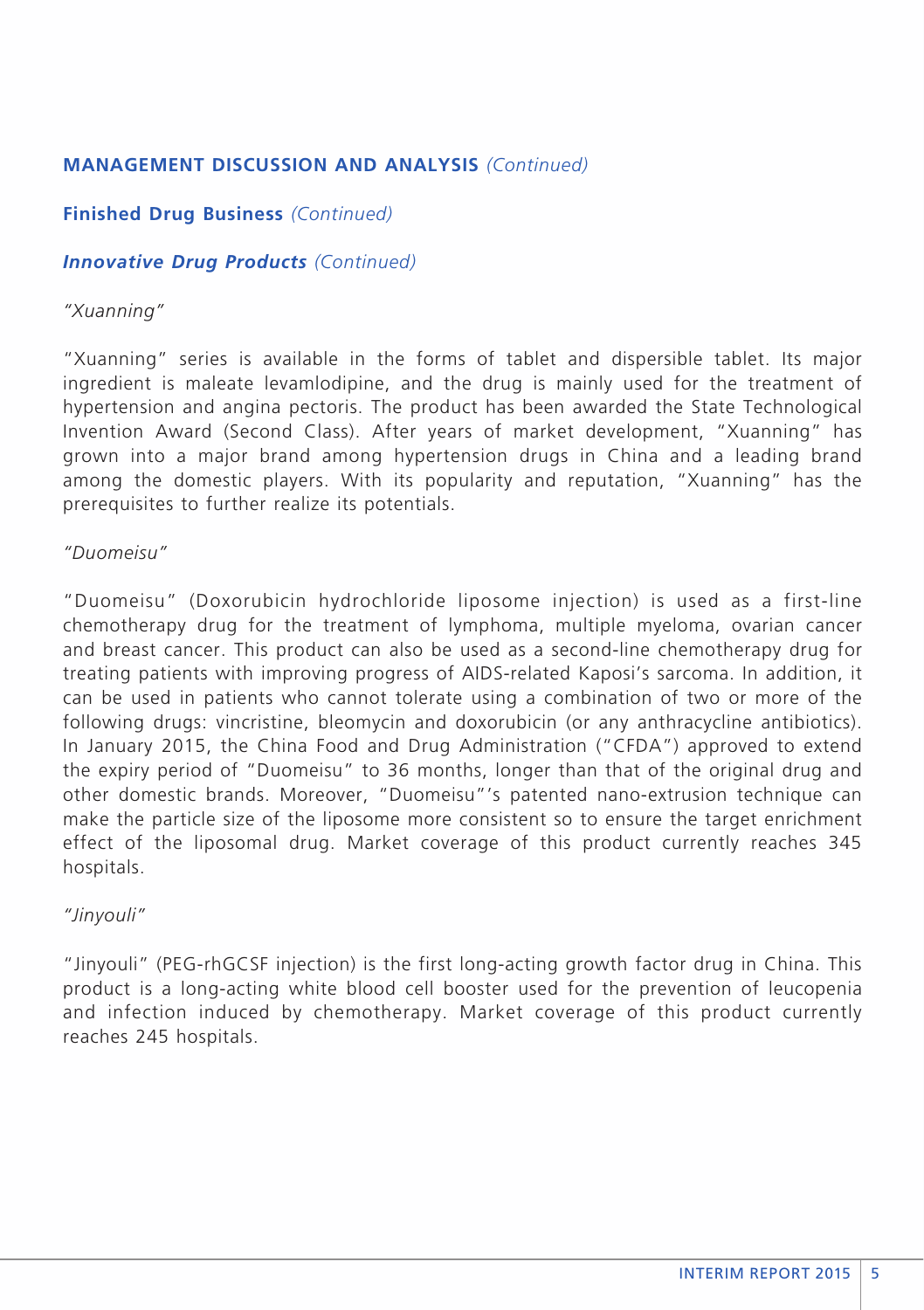## MANAGEMENT DISCUSSION AND ANALYSIS *(Continued)*

### Finished Drug Business *(Continued)*

#### ***Innovative Drug Products*** *(Continued)*

*"Xuanning"*

"Xuanning" series is available in the forms of tablet and dispersible tablet. Its major ingredient is maleate levamlodipine, and the drug is mainly used for the treatment of hypertension and angina pectoris. The product has been awarded the State Technological Invention Award (Second Class). After years of market development, "Xuanning" has grown into a major brand among hypertension drugs in China and a leading brand among the domestic players. With its popularity and reputation, "Xuanning" has the prerequisites to further realize its potentials.

*"Duomeisu"*

"Duomeisu" (Doxorubicin hydrochloride liposome injection) is used as a first-line chemotherapy drug for the treatment of lymphoma, multiple myeloma, ovarian cancer and breast cancer. This product can also be used as a second-line chemotherapy drug for treating patients with improving progress of AIDS-related Kaposi's sarcoma. In addition, it can be used in patients who cannot tolerate using a combination of two or more of the following drugs: vincristine, bleomycin and doxorubicin (or any anthracycline antibiotics). In January 2015, the China Food and Drug Administration ("CFDA") approved to extend the expiry period of "Duomeisu" to 36 months, longer than that of the original drug and other domestic brands. Moreover, "Duomeisu"'s patented nano-extrusion technique can make the particle size of the liposome more consistent so to ensure the target enrichment effect of the liposomal drug. Market coverage of this product currently reaches 345 hospitals.

*"Jinyouli"*

"Jinyouli" (PEG-rhGCSF injection) is the first long-acting growth factor drug in China. This product is a long-acting white blood cell booster used for the prevention of leucopenia and infection induced by chemotherapy. Market coverage of this product currently reaches 245 hospitals.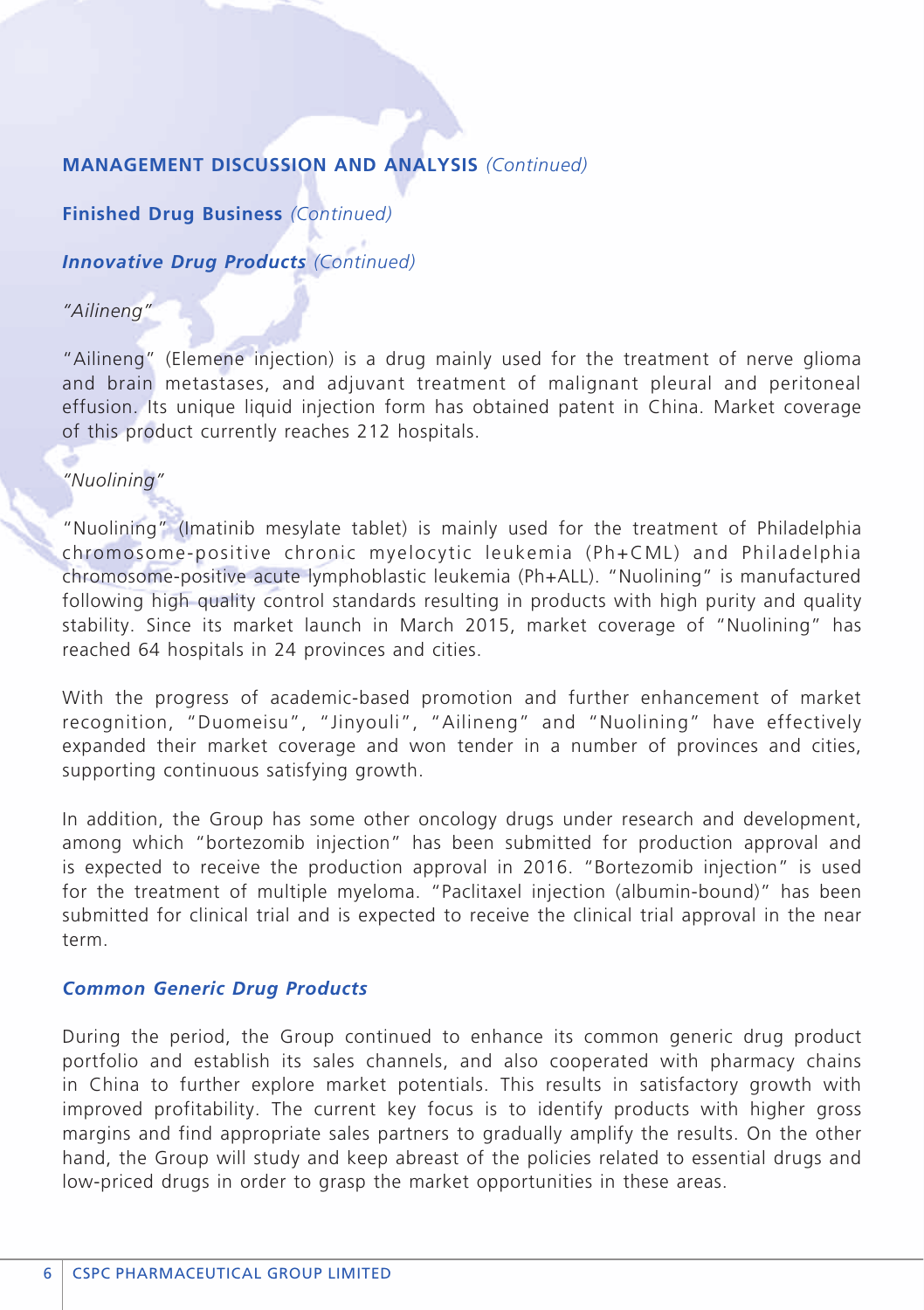## MANAGEMENT DISCUSSION AND ANALYSIS *(Continued)*

### Finished Drug Business *(Continued)*

#### *Innovative Drug Products (Continued)*

*"Ailineng"*

"Ailineng" (Elemene injection) is a drug mainly used for the treatment of nerve glioma and brain metastases, and adjuvant treatment of malignant pleural and peritoneal effusion. Its unique liquid injection form has obtained patent in China. Market coverage of this product currently reaches 212 hospitals.

*"Nuolining"*

"Nuolining" (Imatinib mesylate tablet) is mainly used for the treatment of Philadelphia chromosome-positive chronic myelocytic leukemia (Ph+CML) and Philadelphia chromosome-positive acute lymphoblastic leukemia (Ph+ALL). "Nuolining" is manufactured following high quality control standards resulting in products with high purity and quality stability. Since its market launch in March 2015, market coverage of "Nuolining" has reached 64 hospitals in 24 provinces and cities.

With the progress of academic-based promotion and further enhancement of market recognition, "Duomeisu", "Jinyouli", "Ailineng" and "Nuolining" have effectively expanded their market coverage and won tender in a number of provinces and cities, supporting continuous satisfying growth.

In addition, the Group has some other oncology drugs under research and development, among which "bortezomib injection" has been submitted for production approval and is expected to receive the production approval in 2016. "Bortezomib injection" is used for the treatment of multiple myeloma. "Paclitaxel injection (albumin-bound)" has been submitted for clinical trial and is expected to receive the clinical trial approval in the near term.

#### *Common Generic Drug Products*

During the period, the Group continued to enhance its common generic drug product portfolio and establish its sales channels, and also cooperated with pharmacy chains in China to further explore market potentials. This results in satisfactory growth with improved profitability. The current key focus is to identify products with higher gross margins and find appropriate sales partners to gradually amplify the results. On the other hand, the Group will study and keep abreast of the policies related to essential drugs and low-priced drugs in order to grasp the market opportunities in these areas.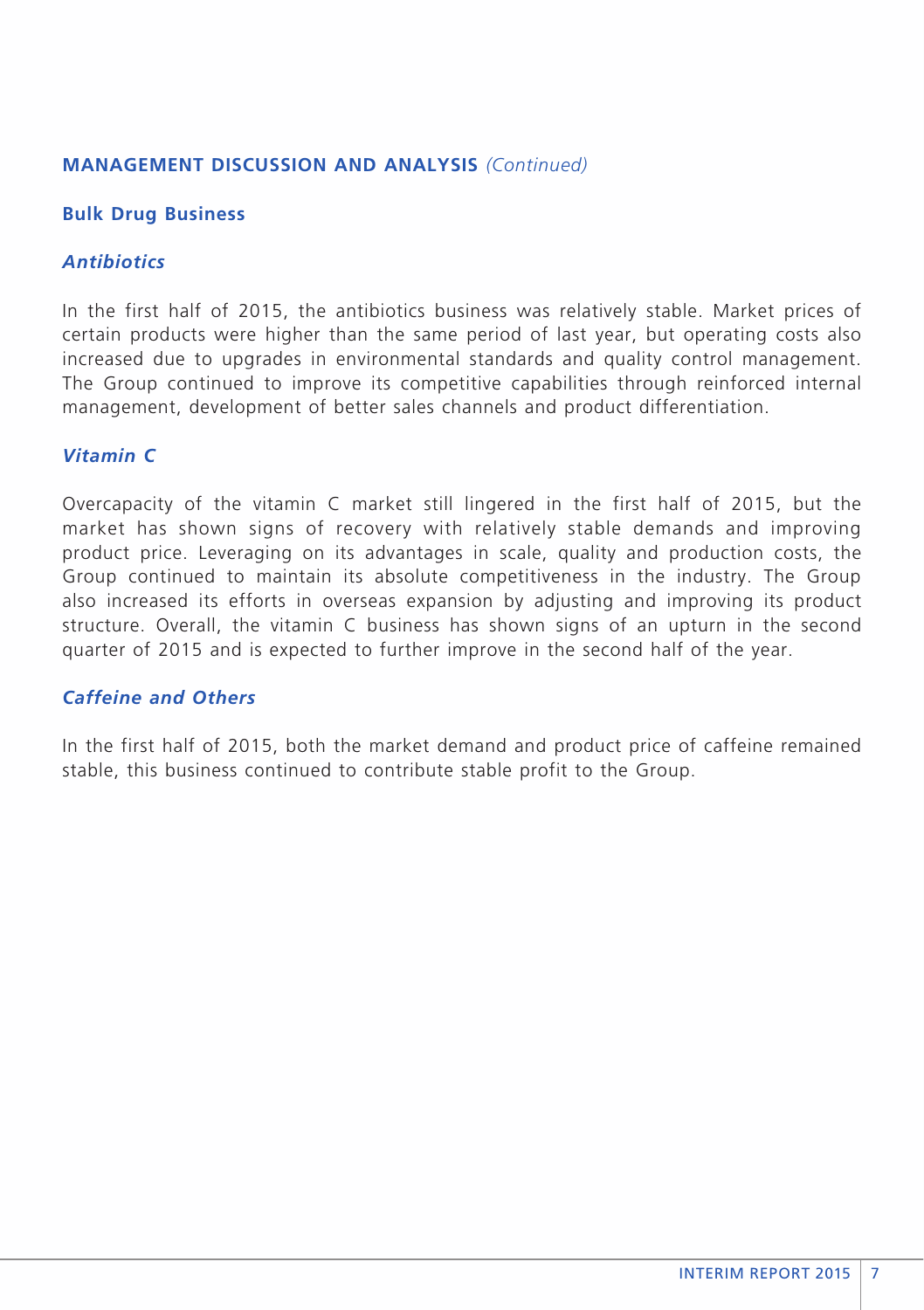## MANAGEMENT DISCUSSION AND ANALYSIS *(Continued)*

### Bulk Drug Business

#### *Antibiotics*

In the first half of 2015, the antibiotics business was relatively stable. Market prices of certain products were higher than the same period of last year, but operating costs also increased due to upgrades in environmental standards and quality control management. The Group continued to improve its competitive capabilities through reinforced internal management, development of better sales channels and product differentiation.

#### *Vitamin C*

Overcapacity of the vitamin C market still lingered in the first half of 2015, but the market has shown signs of recovery with relatively stable demands and improving product price. Leveraging on its advantages in scale, quality and production costs, the Group continued to maintain its absolute competitiveness in the industry. The Group also increased its efforts in overseas expansion by adjusting and improving its product structure. Overall, the vitamin C business has shown signs of an upturn in the second quarter of 2015 and is expected to further improve in the second half of the year.

#### *Caffeine and Others*

In the first half of 2015, both the market demand and product price of caffeine remained stable, this business continued to contribute stable profit to the Group.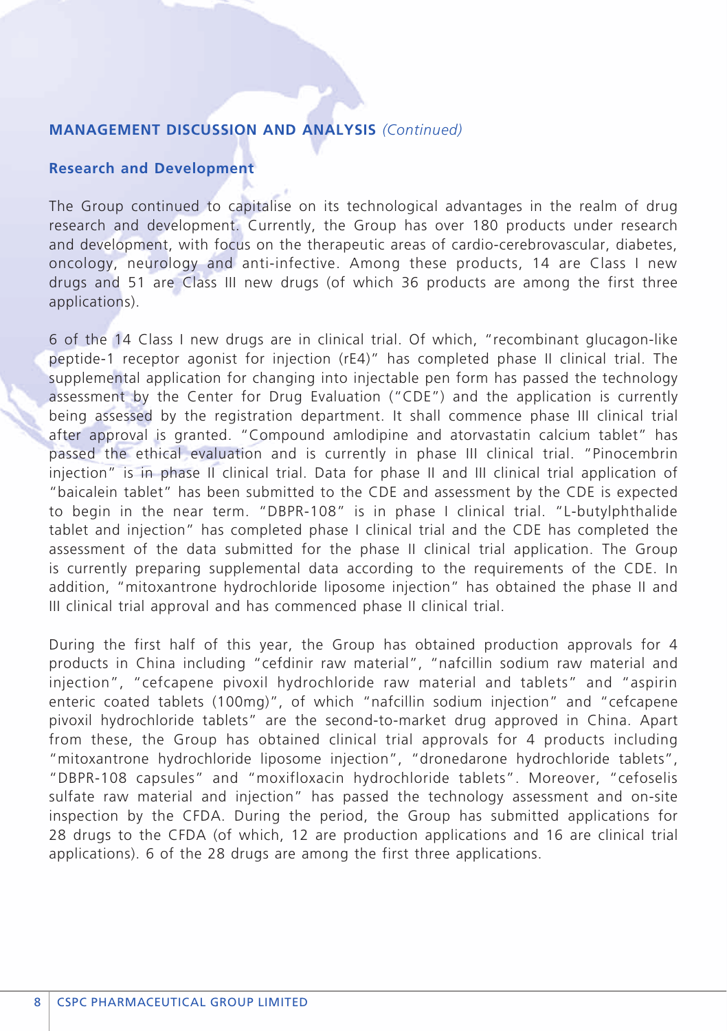## MANAGEMENT DISCUSSION AND ANALYSIS *(Continued)*

### Research and Development

The Group continued to capitalise on its technological advantages in the realm of drug research and development. Currently, the Group has over 180 products under research and development, with focus on the therapeutic areas of cardio-cerebrovascular, diabetes, oncology, neurology and anti-infective. Among these products, 14 are Class I new drugs and 51 are Class III new drugs (of which 36 products are among the first three applications).

6 of the 14 Class I new drugs are in clinical trial. Of which, "recombinant glucagon-like peptide-1 receptor agonist for injection (rE4)" has completed phase II clinical trial. The supplemental application for changing into injectable pen form has passed the technology assessment by the Center for Drug Evaluation ("CDE") and the application is currently being assessed by the registration department. It shall commence phase III clinical trial after approval is granted. "Compound amlodipine and atorvastatin calcium tablet" has passed the ethical evaluation and is currently in phase III clinical trial. "Pinocembrin injection" is in phase II clinical trial. Data for phase II and III clinical trial application of "baicalein tablet" has been submitted to the CDE and assessment by the CDE is expected to begin in the near term. "DBPR-108" is in phase I clinical trial. "L-butylphthalide tablet and injection" has completed phase I clinical trial and the CDE has completed the assessment of the data submitted for the phase II clinical trial application. The Group is currently preparing supplemental data according to the requirements of the CDE. In addition, "mitoxantrone hydrochloride liposome injection" has obtained the phase II and III clinical trial approval and has commenced phase II clinical trial.

During the first half of this year, the Group has obtained production approvals for 4 products in China including "cefdinir raw material", "nafcillin sodium raw material and injection", "cefcapene pivoxil hydrochloride raw material and tablets" and "aspirin enteric coated tablets (100mg)", of which "nafcillin sodium injection" and "cefcapene pivoxil hydrochloride tablets" are the second-to-market drug approved in China. Apart from these, the Group has obtained clinical trial approvals for 4 products including "mitoxantrone hydrochloride liposome injection", "dronedarone hydrochloride tablets", "DBPR-108 capsules" and "moxifloxacin hydrochloride tablets". Moreover, "cefoselis sulfate raw material and injection" has passed the technology assessment and on-site inspection by the CFDA. During the period, the Group has submitted applications for 28 drugs to the CFDA (of which, 12 are production applications and 16 are clinical trial applications). 6 of the 28 drugs are among the first three applications.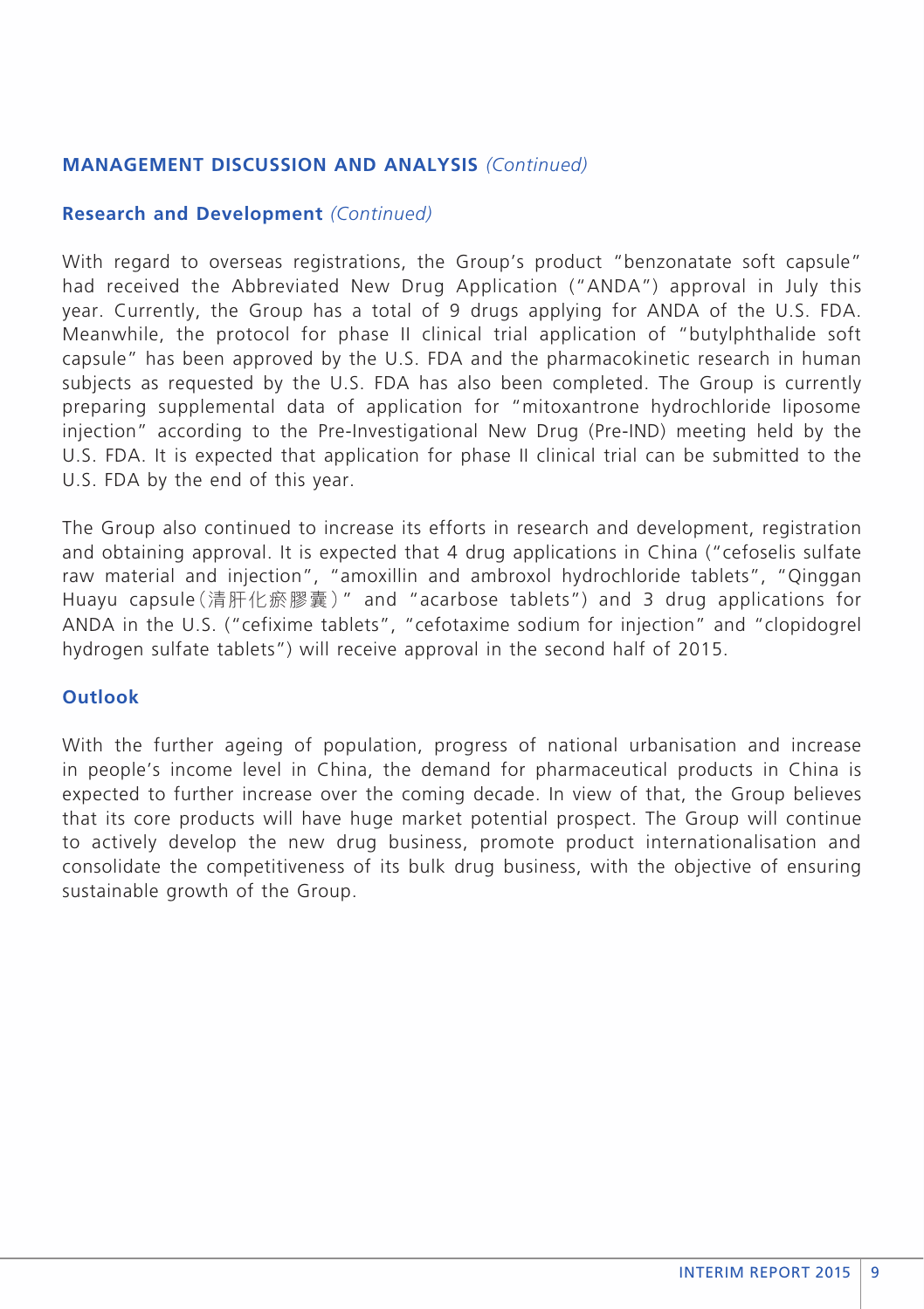## MANAGEMENT DISCUSSION AND ANALYSIS *(Continued)*

### Research and Development *(Continued)*

With regard to overseas registrations, the Group's product "benzonatate soft capsule" had received the Abbreviated New Drug Application ("ANDA") approval in July this year. Currently, the Group has a total of 9 drugs applying for ANDA of the U.S. FDA. Meanwhile, the protocol for phase II clinical trial application of "butylphthalide soft capsule" has been approved by the U.S. FDA and the pharmacokinetic research in human subjects as requested by the U.S. FDA has also been completed. The Group is currently preparing supplemental data of application for "mitoxantrone hydrochloride liposome injection" according to the Pre-Investigational New Drug (Pre-IND) meeting held by the U.S. FDA. It is expected that application for phase II clinical trial can be submitted to the U.S. FDA by the end of this year.

The Group also continued to increase its efforts in research and development, registration and obtaining approval. It is expected that 4 drug applications in China ("cefoselis sulfate raw material and injection", "amoxillin and ambroxol hydrochloride tablets", "Qinggan Huayu capsule（清肝化瘀膠囊）" and "acarbose tablets") and 3 drug applications for ANDA in the U.S. ("cefixime tablets", "cefotaxime sodium for injection" and "clopidogrel hydrogen sulfate tablets") will receive approval in the second half of 2015.

### Outlook

With the further ageing of population, progress of national urbanisation and increase in people's income level in China, the demand for pharmaceutical products in China is expected to further increase over the coming decade. In view of that, the Group believes that its core products will have huge market potential prospect. The Group will continue to actively develop the new drug business, promote product internationalisation and consolidate the competitiveness of its bulk drug business, with the objective of ensuring sustainable growth of the Group.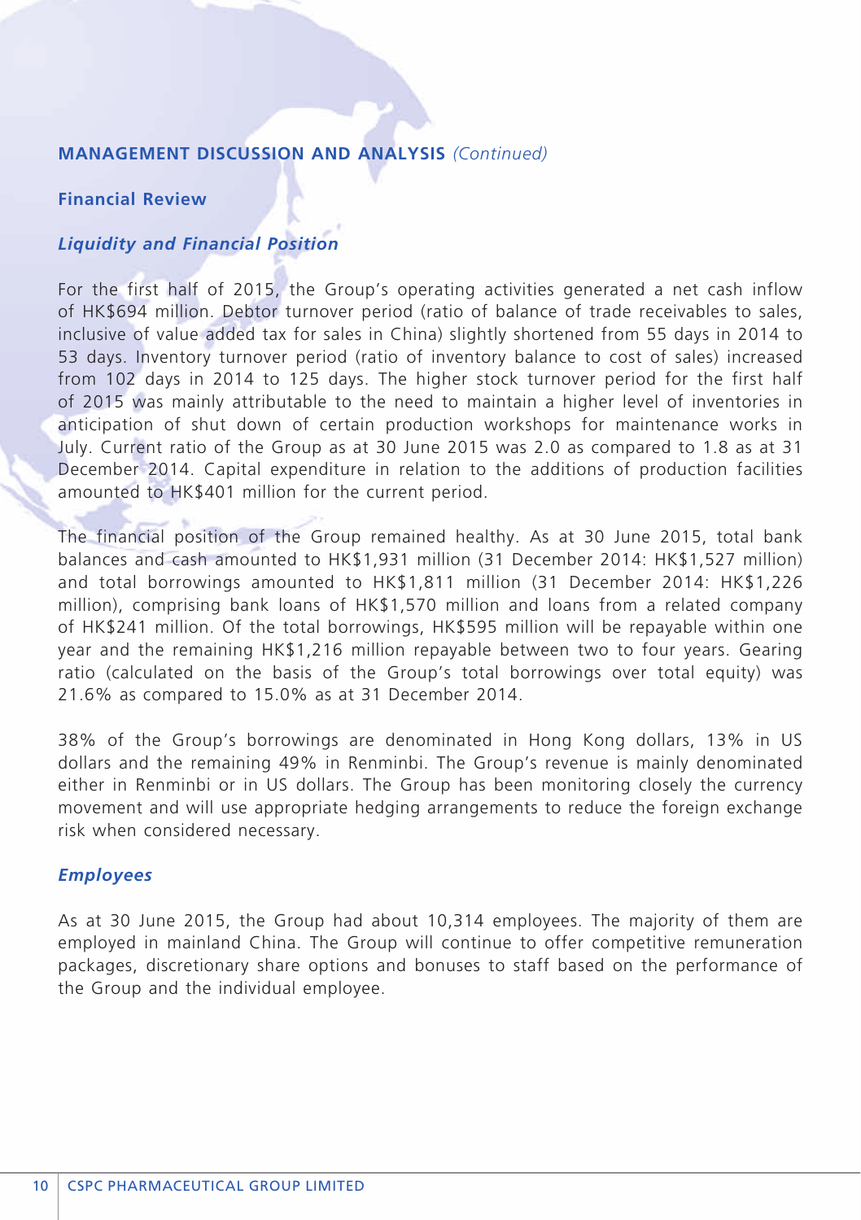## MANAGEMENT DISCUSSION AND ANALYSIS *(Continued)*

### Financial Review

#### *Liquidity and Financial Position*

For the first half of 2015, the Group's operating activities generated a net cash inflow of HK$694 million. Debtor turnover period (ratio of balance of trade receivables to sales, inclusive of value added tax for sales in China) slightly shortened from 55 days in 2014 to 53 days. Inventory turnover period (ratio of inventory balance to cost of sales) increased from 102 days in 2014 to 125 days. The higher stock turnover period for the first half of 2015 was mainly attributable to the need to maintain a higher level of inventories in anticipation of shut down of certain production workshops for maintenance works in July. Current ratio of the Group as at 30 June 2015 was 2.0 as compared to 1.8 as at 31 December 2014. Capital expenditure in relation to the additions of production facilities amounted to HK$401 million for the current period.

The financial position of the Group remained healthy. As at 30 June 2015, total bank balances and cash amounted to HK$1,931 million (31 December 2014: HK$1,527 million) and total borrowings amounted to HK$1,811 million (31 December 2014: HK$1,226 million), comprising bank loans of HK$1,570 million and loans from a related company of HK$241 million. Of the total borrowings, HK$595 million will be repayable within one year and the remaining HK$1,216 million repayable between two to four years. Gearing ratio (calculated on the basis of the Group's total borrowings over total equity) was 21.6% as compared to 15.0% as at 31 December 2014.

38% of the Group's borrowings are denominated in Hong Kong dollars, 13% in US dollars and the remaining 49% in Renminbi. The Group's revenue is mainly denominated either in Renminbi or in US dollars. The Group has been monitoring closely the currency movement and will use appropriate hedging arrangements to reduce the foreign exchange risk when considered necessary.

#### *Employees*

As at 30 June 2015, the Group had about 10,314 employees. The majority of them are employed in mainland China. The Group will continue to offer competitive remuneration packages, discretionary share options and bonuses to staff based on the performance of the Group and the individual employee.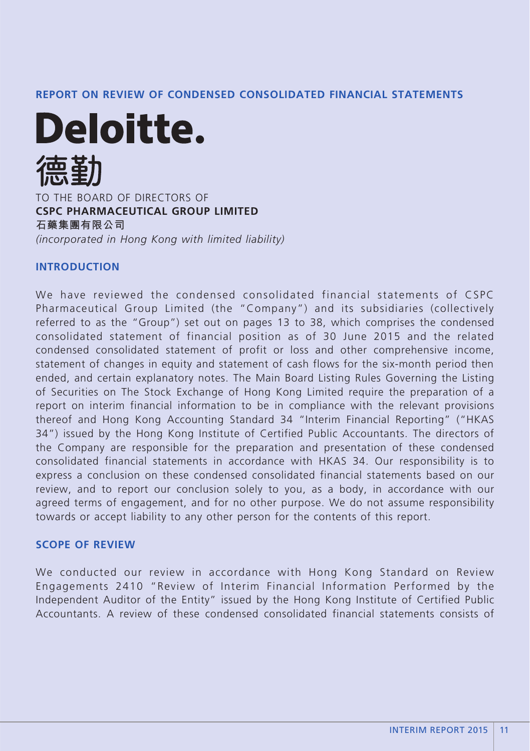## REPORT ON REVIEW OF CONDENSED CONSOLIDATED FINANCIAL STATEMENTS

**Deloitte.**

**德勤**

TO THE BOARD OF DIRECTORS OF
**CSPC PHARMACEUTICAL GROUP LIMITED**
**石藥集團有限公司**
*(incorporated in Hong Kong with limited liability)*

### INTRODUCTION

We have reviewed the condensed consolidated financial statements of CSPC Pharmaceutical Group Limited (the "Company") and its subsidiaries (collectively referred to as the "Group") set out on pages 13 to 38, which comprises the condensed consolidated statement of financial position as of 30 June 2015 and the related condensed consolidated statement of profit or loss and other comprehensive income, statement of changes in equity and statement of cash flows for the six-month period then ended, and certain explanatory notes. The Main Board Listing Rules Governing the Listing of Securities on The Stock Exchange of Hong Kong Limited require the preparation of a report on interim financial information to be in compliance with the relevant provisions thereof and Hong Kong Accounting Standard 34 "Interim Financial Reporting" ("HKAS 34") issued by the Hong Kong Institute of Certified Public Accountants. The directors of the Company are responsible for the preparation and presentation of these condensed consolidated financial statements in accordance with HKAS 34. Our responsibility is to express a conclusion on these condensed consolidated financial statements based on our review, and to report our conclusion solely to you, as a body, in accordance with our agreed terms of engagement, and for no other purpose. We do not assume responsibility towards or accept liability to any other person for the contents of this report.

### SCOPE OF REVIEW

We conducted our review in accordance with Hong Kong Standard on Review Engagements 2410 "Review of Interim Financial Information Performed by the Independent Auditor of the Entity" issued by the Hong Kong Institute of Certified Public Accountants. A review of these condensed consolidated financial statements consists of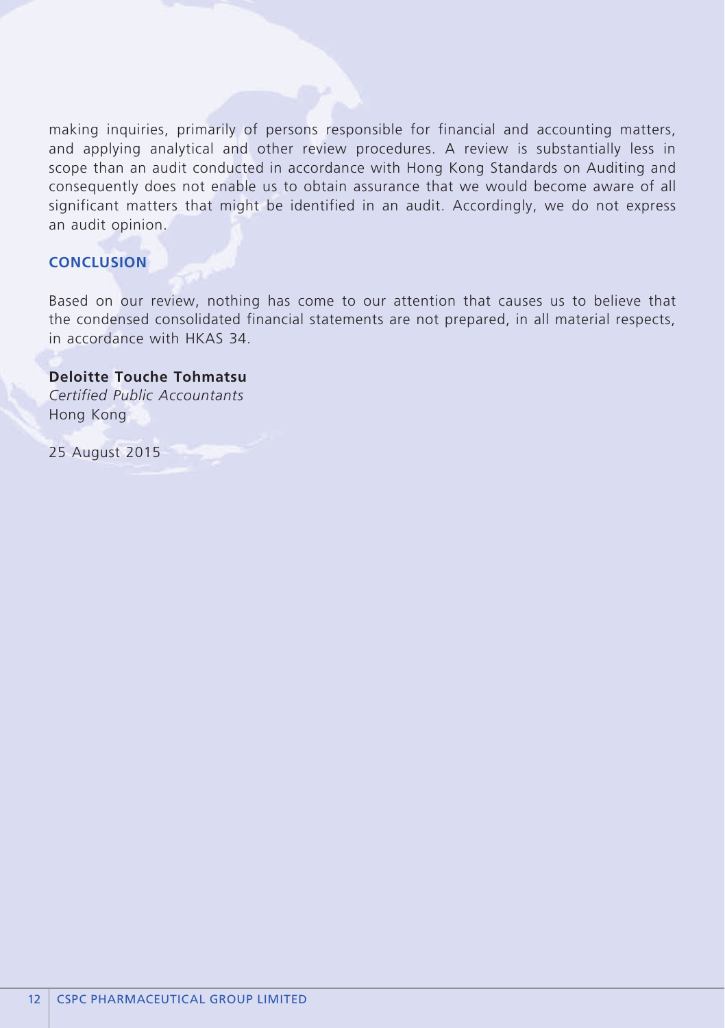making inquiries, primarily of persons responsible for financial and accounting matters, and applying analytical and other review procedures. A review is substantially less in scope than an audit conducted in accordance with Hong Kong Standards on Auditing and consequently does not enable us to obtain assurance that we would become aware of all significant matters that might be identified in an audit. Accordingly, we do not express an audit opinion.

## CONCLUSION

Based on our review, nothing has come to our attention that causes us to believe that the condensed consolidated financial statements are not prepared, in all material respects, in accordance with HKAS 34.

**Deloitte Touche Tohmatsu**
*Certified Public Accountants*
Hong Kong

25 August 2015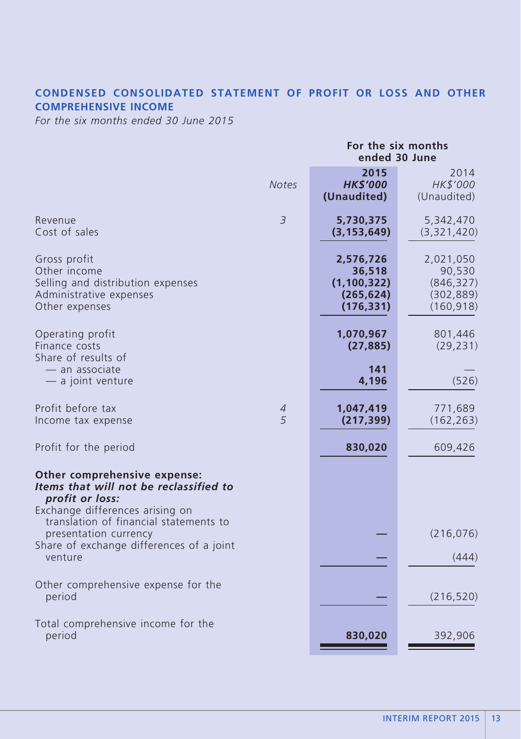## CONDENSED CONSOLIDATED STATEMENT OF PROFIT OR LOSS AND OTHER COMPREHENSIVE INCOME

*For the six months ended 30 June 2015*

| | | For the six months ended 30 June | |
|---|---|---|---|
| | Notes | **2015** **HK$'000** **(Unaudited)** | 2014 HK$'000 (Unaudited) |
| Revenue | 3 | **5,730,375** | 5,342,470 |
| Cost of sales | | **(3,153,649)** | (3,321,420) |
| Gross profit | | **2,576,726** | 2,021,050 |
| Other income | | **36,518** | 90,530 |
| Selling and distribution expenses | | **(1,100,322)** | (846,327) |
| Administrative expenses | | **(265,624)** | (302,889) |
| Other expenses | | **(176,331)** | (160,918) |
| Operating profit | | **1,070,967** | 801,446 |
| Finance costs | | **(27,885)** | (29,231) |
| Share of results of | | | |
| — an associate | | **141** | — |
| — a joint venture | | **4,196** | (526) |
| Profit before tax | 4 | **1,047,419** | 771,689 |
| Income tax expense | 5 | **(217,399)** | (162,263) |
| Profit for the period | | **830,020** | 609,426 |
| **Other comprehensive expense:** | | | |
| ***Items that will not be reclassified to profit or loss:*** | | | |
| Exchange differences arising on translation of financial statements to presentation currency | | **—** | (216,076) |
| Share of exchange differences of a joint venture | | **—** | (444) |
| Other comprehensive expense for the period | | **—** | (216,520) |
| Total comprehensive income for the period | | **830,020** | 392,906 |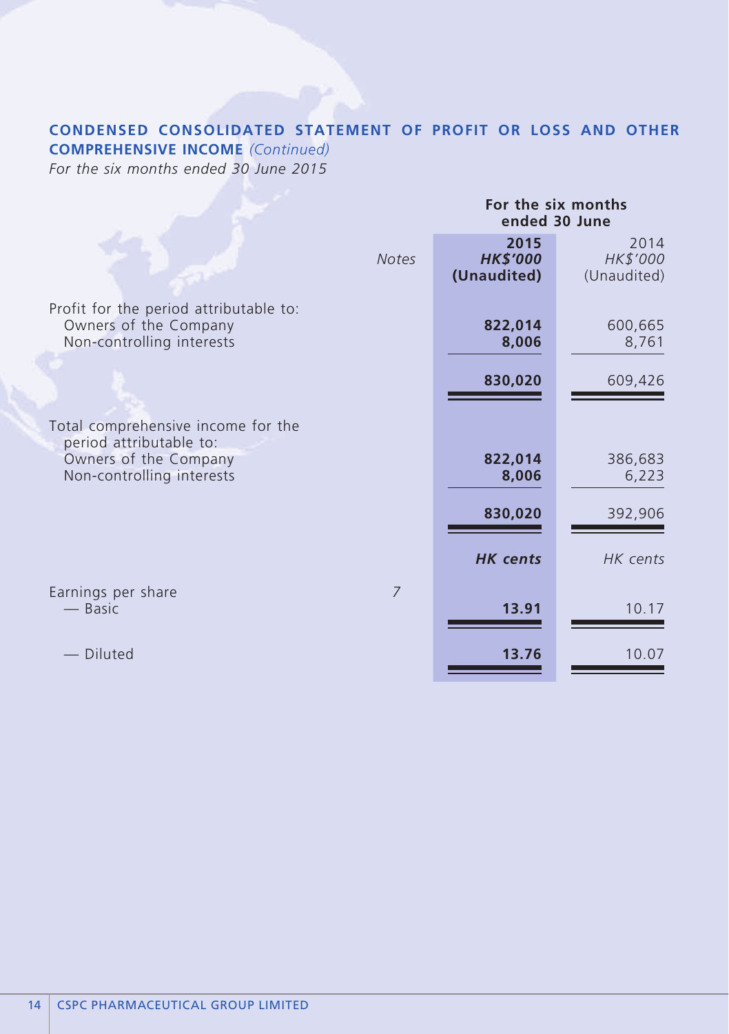## CONDENSED CONSOLIDATED STATEMENT OF PROFIT OR LOSS AND OTHER COMPREHENSIVE INCOME *(Continued)*

*For the six months ended 30 June 2015*

| | *Notes* | For the six months ended 30 June | |
|---|---|---|---|
| | | **2015** | 2014 |
| | | ***HK$'000*** | *HK$'000* |
| | | **(Unaudited)** | (Unaudited) |
| Profit for the period attributable to: | | | |
| Owners of the Company | | **822,014** | 600,665 |
| Non-controlling interests | | **8,006** | 8,761 |
| | | **830,020** | 609,426 |
| Total comprehensive income for the period attributable to: | | | |
| Owners of the Company | | **822,014** | 386,683 |
| Non-controlling interests | | **8,006** | 6,223 |
| | | **830,020** | 392,906 |
| | | ***HK cents*** | *HK cents* |
| Earnings per share | *7* | | |
| — Basic | | **13.91** | 10.17 |
| — Diluted | | **13.76** | 10.07 |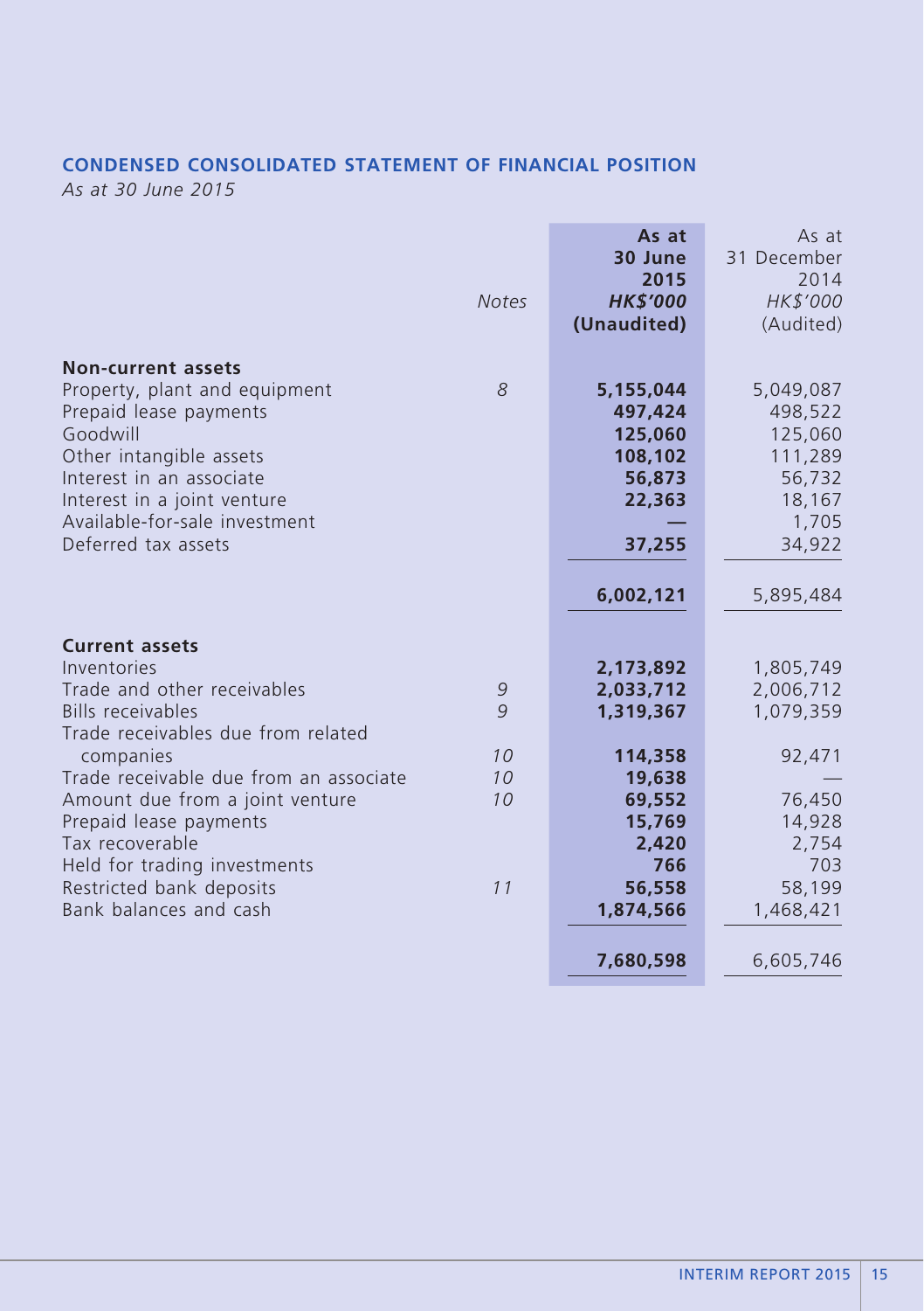## CONDENSED CONSOLIDATED STATEMENT OF FINANCIAL POSITION

*As at 30 June 2015*

| | Notes | As at 30 June 2015 HK$'000 (Unaudited) | As at 31 December 2014 HK$'000 (Audited) |
|---|---|---|---|
| **Non-current assets** | | | |
| Property, plant and equipment | 8 | **5,155,044** | 5,049,087 |
| Prepaid lease payments | | **497,424** | 498,522 |
| Goodwill | | **125,060** | 125,060 |
| Other intangible assets | | **108,102** | 111,289 |
| Interest in an associate | | **56,873** | 56,732 |
| Interest in a joint venture | | **22,363** | 18,167 |
| Available-for-sale investment | | **—** | 1,705 |
| Deferred tax assets | | **37,255** | 34,922 |
| | | **6,002,121** | 5,895,484 |
| **Current assets** | | | |
| Inventories | | **2,173,892** | 1,805,749 |
| Trade and other receivables | 9 | **2,033,712** | 2,006,712 |
| Bills receivables | 9 | **1,319,367** | 1,079,359 |
| Trade receivables due from related companies | 10 | **114,358** | 92,471 |
| Trade receivable due from an associate | 10 | **19,638** | — |
| Amount due from a joint venture | 10 | **69,552** | 76,450 |
| Prepaid lease payments | | **15,769** | 14,928 |
| Tax recoverable | | **2,420** | 2,754 |
| Held for trading investments | | **766** | 703 |
| Restricted bank deposits | 11 | **56,558** | 58,199 |
| Bank balances and cash | | **1,874,566** | 1,468,421 |
| | | **7,680,598** | 6,605,746 |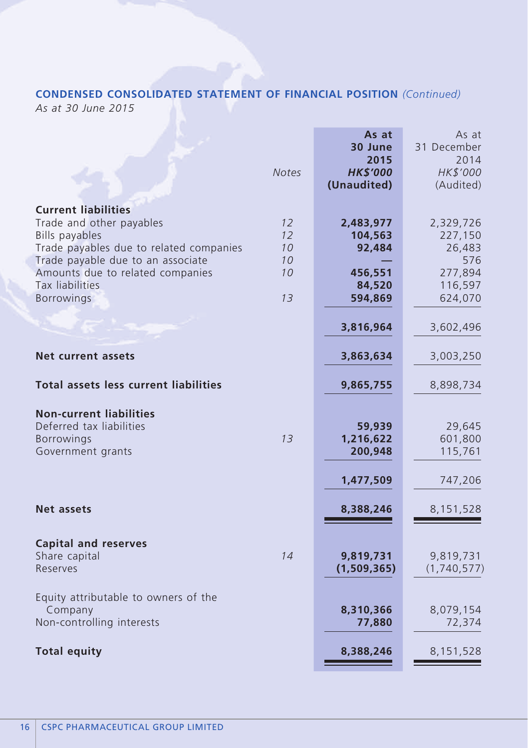## CONDENSED CONSOLIDATED STATEMENT OF FINANCIAL POSITION *(Continued)*

*As at 30 June 2015*

| | Notes | As at 30 June 2015 HK$'000 (Unaudited) | As at 31 December 2014 HK$'000 (Audited) |
|---|---|---|---|
| **Current liabilities** | | | |
| Trade and other payables | 12 | **2,483,977** | 2,329,726 |
| Bills payables | 12 | **104,563** | 227,150 |
| Trade payables due to related companies | 10 | **92,484** | 26,483 |
| Trade payable due to an associate | 10 | **—** | 576 |
| Amounts due to related companies | 10 | **456,551** | 277,894 |
| Tax liabilities | | **84,520** | 116,597 |
| Borrowings | 13 | **594,869** | 624,070 |
| | | **3,816,964** | 3,602,496 |
| **Net current assets** | | **3,863,634** | 3,003,250 |
| **Total assets less current liabilities** | | **9,865,755** | 8,898,734 |
| **Non-current liabilities** | | | |
| Deferred tax liabilities | | **59,939** | 29,645 |
| Borrowings | 13 | **1,216,622** | 601,800 |
| Government grants | | **200,948** | 115,761 |
| | | **1,477,509** | 747,206 |
| **Net assets** | | **8,388,246** | 8,151,528 |
| **Capital and reserves** | | | |
| Share capital | 14 | **9,819,731** | 9,819,731 |
| Reserves | | **(1,509,365)** | (1,740,577) |
| Equity attributable to owners of the Company | | **8,310,366** | 8,079,154 |
| Non-controlling interests | | **77,880** | 72,374 |
| **Total equity** | | **8,388,246** | 8,151,528 |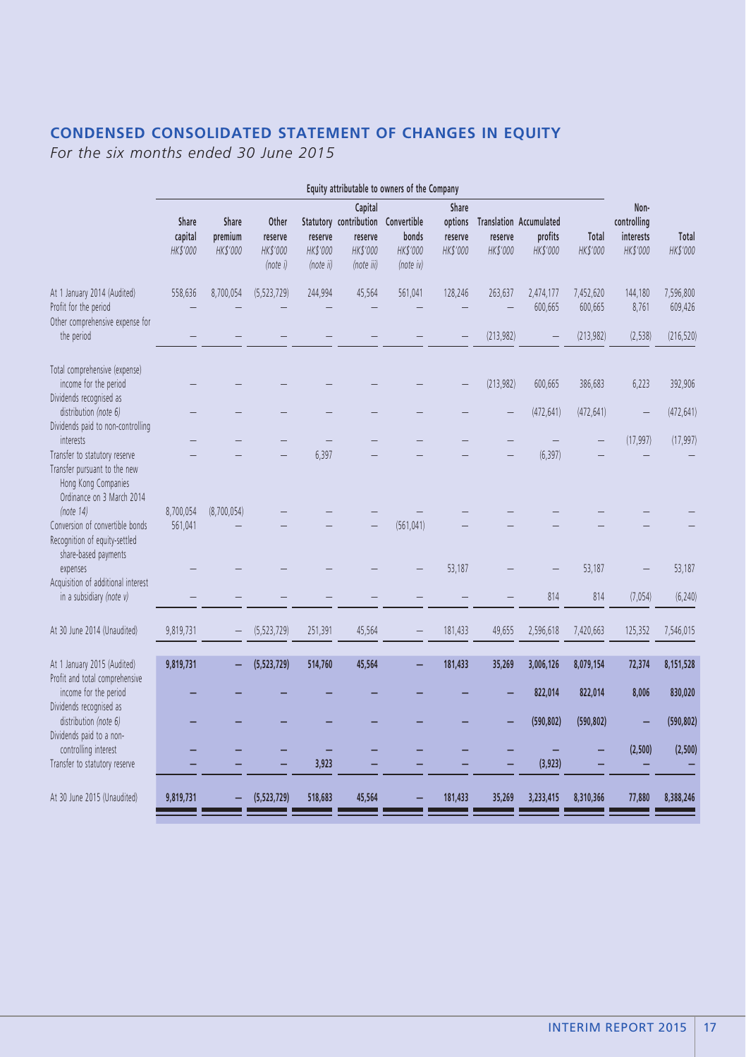## CONDENSED CONSOLIDATED STATEMENT OF CHANGES IN EQUITY

*For the six months ended 30 June 2015*

| | Equity attributable to owners of the Company | | | | | | | | | | | |
|---|---|---|---|---|---|---|---|---|---|---|---|---|
| | Share capital *HK$'000* | Share premium *HK$'000* | Other reserve *HK$'000* *(note i)* | Statutory reserve *HK$'000* *(note ii)* | Capital contribution reserve *HK$'000* *(note iii)* | Convertible bonds *HK$'000* *(note iv)* | Share options reserve *HK$'000* | Translation reserve *HK$'000* | Accumulated profits *HK$'000* | Total *HK$'000* | Non-controlling interests *HK$'000* | Total *HK$'000* |
| At 1 January 2014 (Audited) | 558,636 | 8,700,054 | (5,523,729) | 244,994 | 45,564 | 561,041 | 128,246 | 263,637 | 2,474,177 | 7,452,620 | 144,180 | 7,596,800 |
| Profit for the period | – | – | – | – | – | – | – | – | 600,665 | 600,665 | 8,761 | 609,426 |
| Other comprehensive expense for the period | – | – | – | – | – | – | – | (213,982) | – | (213,982) | (2,538) | (216,520) |
| Total comprehensive (expense) income for the period | – | – | – | – | – | – | – | (213,982) | 600,665 | 386,683 | 6,223 | 392,906 |
| Dividends recognised as distribution *(note 6)* | – | – | – | – | – | – | – | – | (472,641) | (472,641) | – | (472,641) |
| Dividends paid to non-controlling interests | – | – | – | – | – | – | – | – | – | – | (17,997) | (17,997) |
| Transfer to statutory reserve | – | – | – | 6,397 | – | – | – | – | (6,397) | – | – | – |
| Transfer pursuant to the new Hong Kong Companies Ordinance on 3 March 2014 *(note 14)* | 8,700,054 | (8,700,054) | – | – | – | – | – | – | – | – | – | – |
| Conversion of convertible bonds | 561,041 | – | – | – | – | (561,041) | – | – | – | – | – | – |
| Recognition of equity-settled share-based payments expenses | – | – | – | – | – | – | 53,187 | – | – | 53,187 | – | 53,187 |
| Acquisition of additional interest in a subsidiary *(note v)* | – | – | – | – | – | – | – | – | 814 | 814 | (7,054) | (6,240) |
| At 30 June 2014 (Unaudited) | 9,819,731 | – | (5,523,729) | 251,391 | 45,564 | – | 181,433 | 49,655 | 2,596,618 | 7,420,663 | 125,352 | 7,546,015 |
| **At 1 January 2015 (Audited)** | **9,819,731** | **–** | **(5,523,729)** | **514,760** | **45,564** | **–** | **181,433** | **35,269** | **3,006,126** | **8,079,154** | **72,374** | **8,151,528** |
| **Profit and total comprehensive income for the period** | **–** | **–** | **–** | **–** | **–** | **–** | **–** | **–** | **822,014** | **822,014** | **8,006** | **830,020** |
| **Dividends recognised as distribution *(note 6)*** | **–** | **–** | **–** | **–** | **–** | **–** | **–** | **–** | **(590,802)** | **(590,802)** | **–** | **(590,802)** |
| **Dividends paid to a non-controlling interest** | **–** | **–** | **–** | **–** | **–** | **–** | **–** | **–** | **–** | **–** | **(2,500)** | **(2,500)** |
| **Transfer to statutory reserve** | **–** | **–** | **–** | **3,923** | **–** | **–** | **–** | **–** | **(3,923)** | **–** | **–** | **–** |
| **At 30 June 2015 (Unaudited)** | **9,819,731** | **–** | **(5,523,729)** | **518,683** | **45,564** | **–** | **181,433** | **35,269** | **3,233,415** | **8,310,366** | **77,880** | **8,388,246** |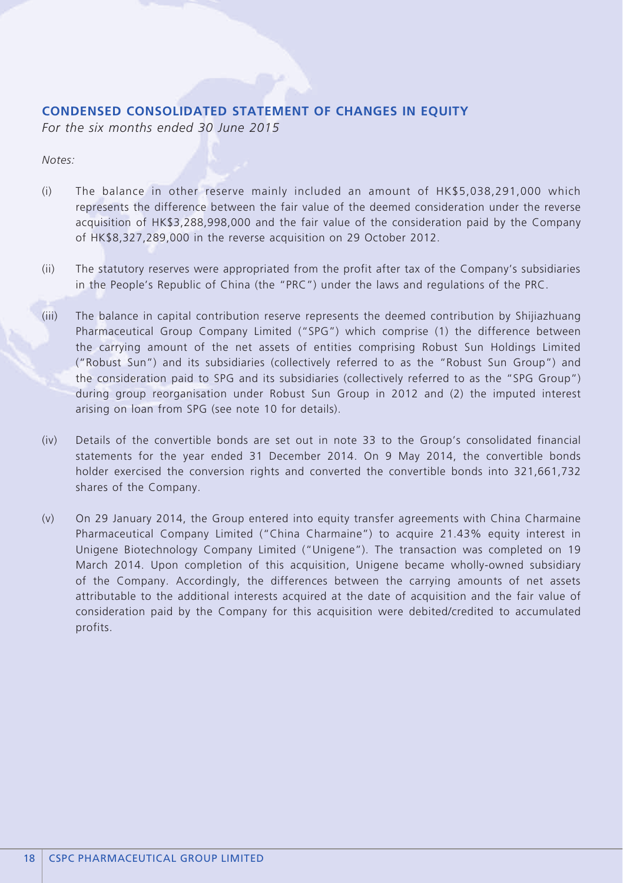## CONDENSED CONSOLIDATED STATEMENT OF CHANGES IN EQUITY

*For the six months ended 30 June 2015*

*Notes:*

(i) The balance in other reserve mainly included an amount of HK$5,038,291,000 which represents the difference between the fair value of the deemed consideration under the reverse acquisition of HK$3,288,998,000 and the fair value of the consideration paid by the Company of HK$8,327,289,000 in the reverse acquisition on 29 October 2012.

(ii) The statutory reserves were appropriated from the profit after tax of the Company's subsidiaries in the People's Republic of China (the "PRC") under the laws and regulations of the PRC.

(iii) The balance in capital contribution reserve represents the deemed contribution by Shijiazhuang Pharmaceutical Group Company Limited ("SPG") which comprise (1) the difference between the carrying amount of the net assets of entities comprising Robust Sun Holdings Limited ("Robust Sun") and its subsidiaries (collectively referred to as the "Robust Sun Group") and the consideration paid to SPG and its subsidiaries (collectively referred to as the "SPG Group") during group reorganisation under Robust Sun Group in 2012 and (2) the imputed interest arising on loan from SPG (see note 10 for details).

(iv) Details of the convertible bonds are set out in note 33 to the Group's consolidated financial statements for the year ended 31 December 2014. On 9 May 2014, the convertible bonds holder exercised the conversion rights and converted the convertible bonds into 321,661,732 shares of the Company.

(v) On 29 January 2014, the Group entered into equity transfer agreements with China Charmaine Pharmaceutical Company Limited ("China Charmaine") to acquire 21.43% equity interest in Unigene Biotechnology Company Limited ("Unigene"). The transaction was completed on 19 March 2014. Upon completion of this acquisition, Unigene became wholly-owned subsidiary of the Company. Accordingly, the differences between the carrying amounts of net assets attributable to the additional interests acquired at the date of acquisition and the fair value of consideration paid by the Company for this acquisition were debited/credited to accumulated profits.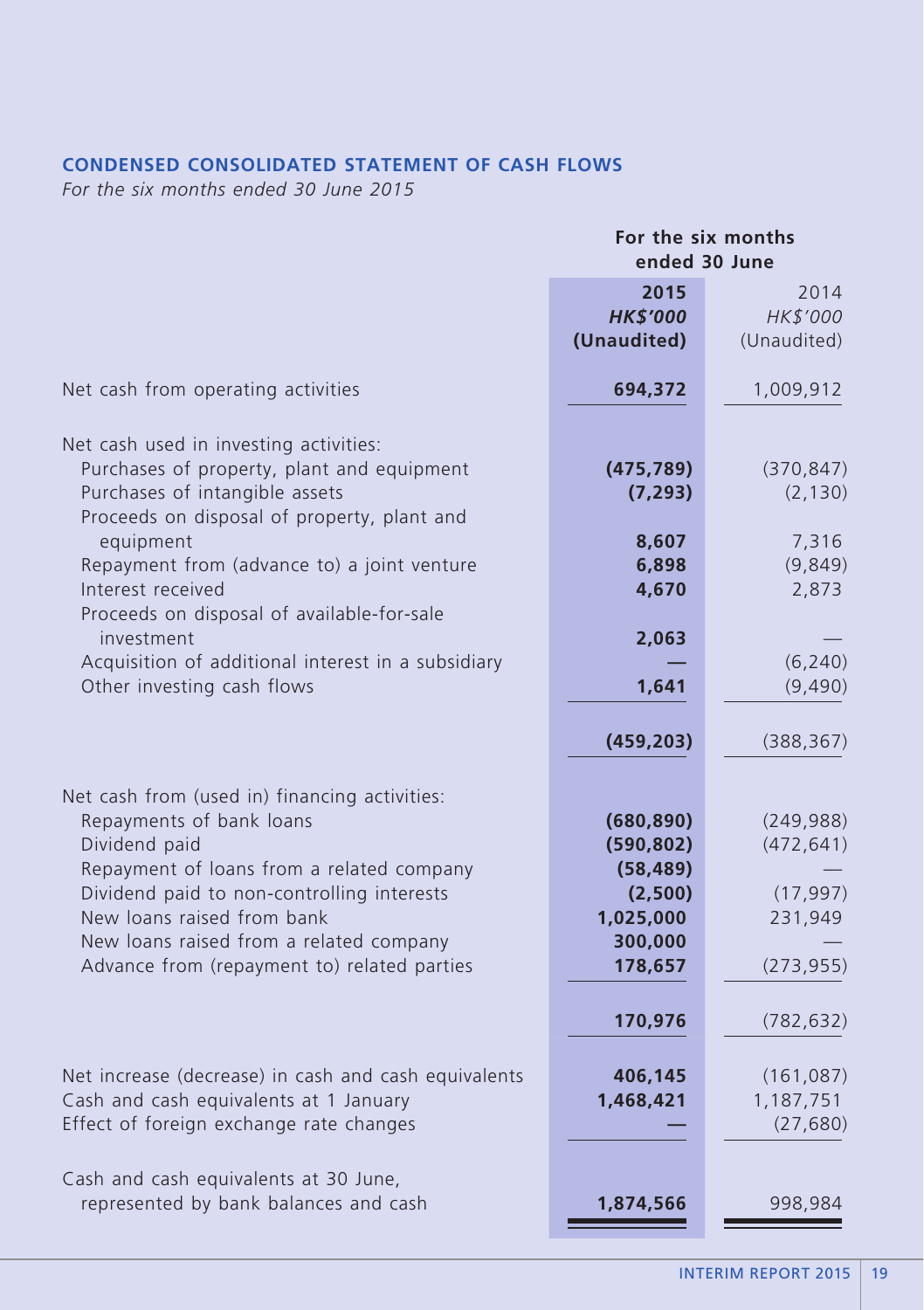## CONDENSED CONSOLIDATED STATEMENT OF CASH FLOWS

*For the six months ended 30 June 2015*

| | For the six months ended 30 June | |
|---|---|---|
| | **2015** | 2014 |
| | ***HK$'000*** | *HK$'000* |
| | **(Unaudited)** | (Unaudited) |
| Net cash from operating activities | **694,372** | 1,009,912 |
| Net cash used in investing activities: | | |
| Purchases of property, plant and equipment | **(475,789)** | (370,847) |
| Purchases of intangible assets | **(7,293)** | (2,130) |
| Proceeds on disposal of property, plant and equipment | **8,607** | 7,316 |
| Repayment from (advance to) a joint venture | **6,898** | (9,849) |
| Interest received | **4,670** | 2,873 |
| Proceeds on disposal of available-for-sale investment | **2,063** | — |
| Acquisition of additional interest in a subsidiary | **—** | (6,240) |
| Other investing cash flows | **1,641** | (9,490) |
| | **(459,203)** | (388,367) |
| Net cash from (used in) financing activities: | | |
| Repayments of bank loans | **(680,890)** | (249,988) |
| Dividend paid | **(590,802)** | (472,641) |
| Repayment of loans from a related company | **(58,489)** | — |
| Dividend paid to non-controlling interests | **(2,500)** | (17,997) |
| New loans raised from bank | **1,025,000** | 231,949 |
| New loans raised from a related company | **300,000** | — |
| Advance from (repayment to) related parties | **178,657** | (273,955) |
| | **170,976** | (782,632) |
| Net increase (decrease) in cash and cash equivalents | **406,145** | (161,087) |
| Cash and cash equivalents at 1 January | **1,468,421** | 1,187,751 |
| Effect of foreign exchange rate changes | **—** | (27,680) |
| Cash and cash equivalents at 30 June, represented by bank balances and cash | **1,874,566** | 998,984 |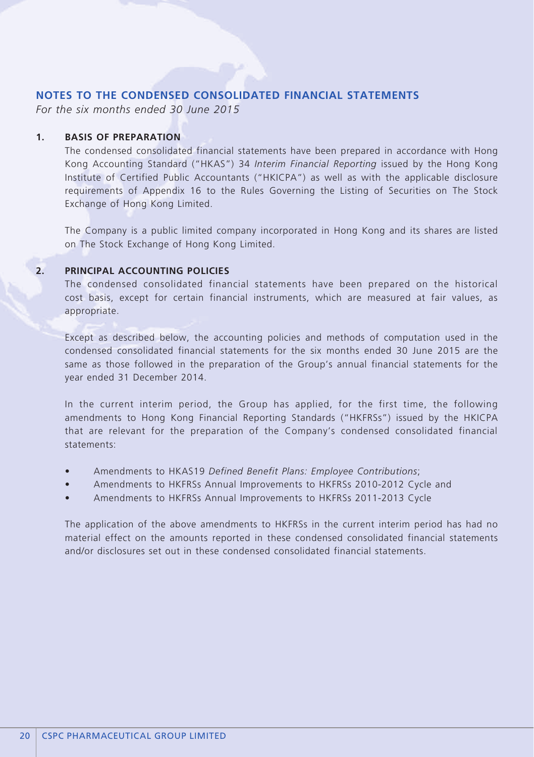## NOTES TO THE CONDENSED CONSOLIDATED FINANCIAL STATEMENTS

*For the six months ended 30 June 2015*

### 1. BASIS OF PREPARATION

The condensed consolidated financial statements have been prepared in accordance with Hong Kong Accounting Standard ("HKAS") 34 *Interim Financial Reporting* issued by the Hong Kong Institute of Certified Public Accountants ("HKICPA") as well as with the applicable disclosure requirements of Appendix 16 to the Rules Governing the Listing of Securities on The Stock Exchange of Hong Kong Limited.

The Company is a public limited company incorporated in Hong Kong and its shares are listed on The Stock Exchange of Hong Kong Limited.

### 2. PRINCIPAL ACCOUNTING POLICIES

The condensed consolidated financial statements have been prepared on the historical cost basis, except for certain financial instruments, which are measured at fair values, as appropriate.

Except as described below, the accounting policies and methods of computation used in the condensed consolidated financial statements for the six months ended 30 June 2015 are the same as those followed in the preparation of the Group's annual financial statements for the year ended 31 December 2014.

In the current interim period, the Group has applied, for the first time, the following amendments to Hong Kong Financial Reporting Standards ("HKFRSs") issued by the HKICPA that are relevant for the preparation of the Company's condensed consolidated financial statements:

- Amendments to HKAS19 *Defined Benefit Plans: Employee Contributions*;
- Amendments to HKFRSs Annual Improvements to HKFRSs 2010-2012 Cycle and
- Amendments to HKFRSs Annual Improvements to HKFRSs 2011-2013 Cycle

The application of the above amendments to HKFRSs in the current interim period has had no material effect on the amounts reported in these condensed consolidated financial statements and/or disclosures set out in these condensed consolidated financial statements.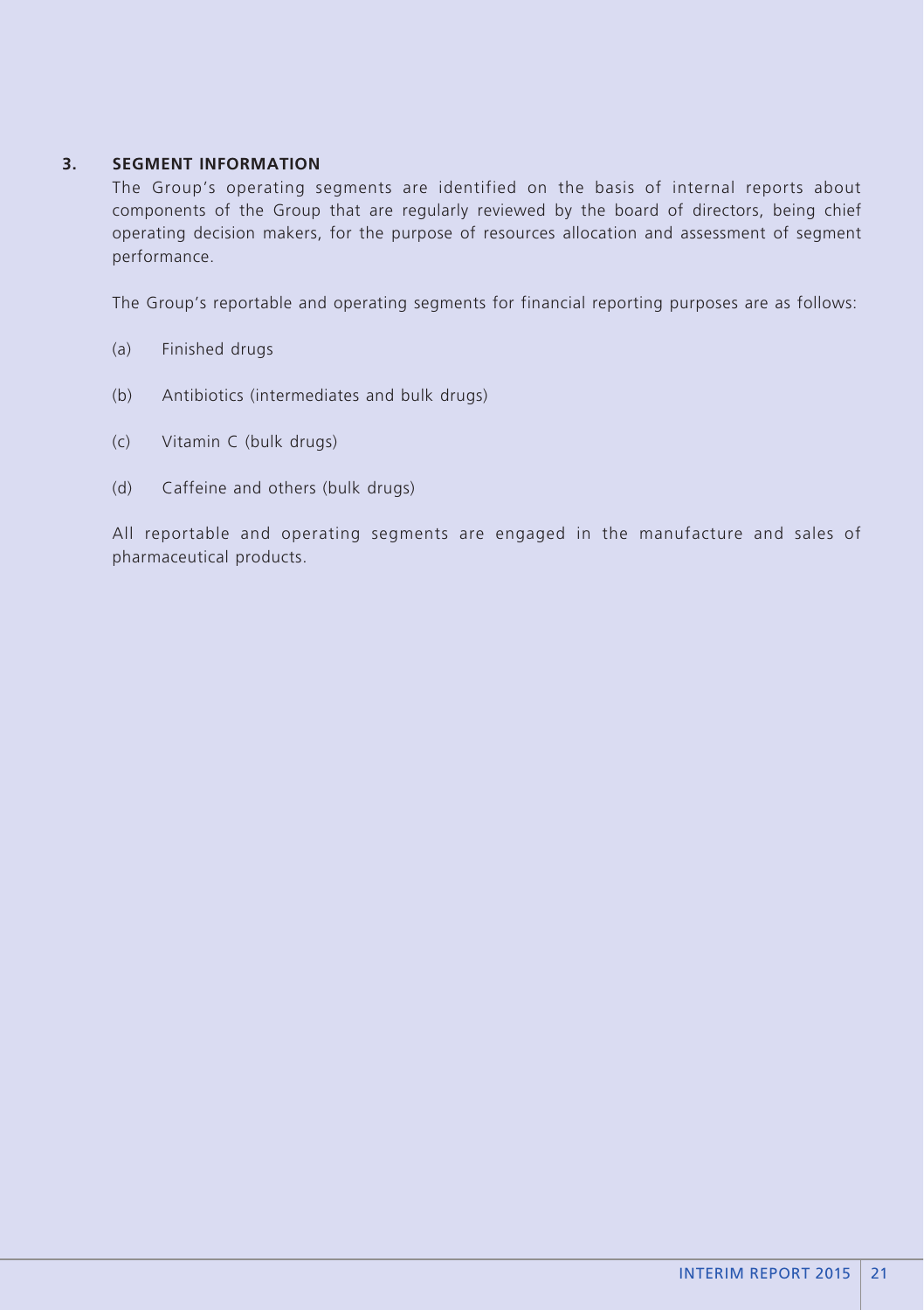### 3. SEGMENT INFORMATION

The Group's operating segments are identified on the basis of internal reports about components of the Group that are regularly reviewed by the board of directors, being chief operating decision makers, for the purpose of resources allocation and assessment of segment performance.

The Group's reportable and operating segments for financial reporting purposes are as follows:

(a) Finished drugs

(b) Antibiotics (intermediates and bulk drugs)

(c) Vitamin C (bulk drugs)

(d) Caffeine and others (bulk drugs)

All reportable and operating segments are engaged in the manufacture and sales of pharmaceutical products.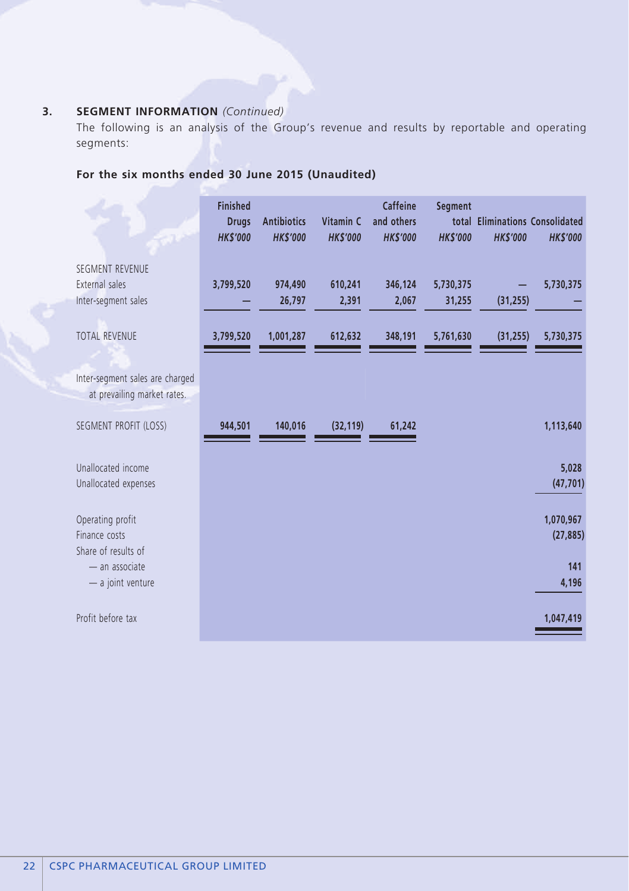## 3. SEGMENT INFORMATION *(Continued)*

The following is an analysis of the Group's revenue and results by reportable and operating segments:

### For the six months ended 30 June 2015 (Unaudited)

| | Finished Drugs *HK$'000* | Antibiotics *HK$'000* | Vitamin C *HK$'000* | Caffeine and others *HK$'000* | Segment total *HK$'000* | Eliminations *HK$'000* | Consolidated *HK$'000* |
|---|---|---|---|---|---|---|---|
| SEGMENT REVENUE | | | | | | | |
| External sales | 3,799,520 | 974,490 | 610,241 | 346,124 | 5,730,375 | — | 5,730,375 |
| Inter-segment sales | — | 26,797 | 2,391 | 2,067 | 31,255 | (31,255) | — |
| TOTAL REVENUE | 3,799,520 | 1,001,287 | 612,632 | 348,191 | 5,761,630 | (31,255) | 5,730,375 |
| Inter-segment sales are charged at prevailing market rates. | | | | | | | |
| SEGMENT PROFIT (LOSS) | 944,501 | 140,016 | (32,119) | 61,242 | | | 1,113,640 |
| Unallocated income | | | | | | | 5,028 |
| Unallocated expenses | | | | | | | (47,701) |
| Operating profit | | | | | | | 1,070,967 |
| Finance costs | | | | | | | (27,885) |
| Share of results of | | | | | | | |
| — an associate | | | | | | | 141 |
| — a joint venture | | | | | | | 4,196 |
| Profit before tax | | | | | | | 1,047,419 |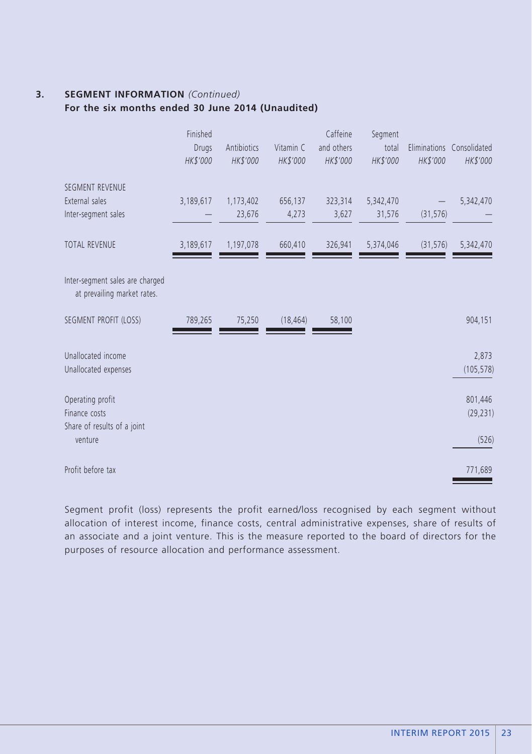## 3. SEGMENT INFORMATION *(Continued)*

**For the six months ended 30 June 2014 (Unaudited)**

| | Finished Drugs | Antibiotics | Vitamin C | Caffeine and others | Segment total | Eliminations | Consolidated |
|---|---|---|---|---|---|---|---|
| | *HK$'000* | *HK$'000* | *HK$'000* | *HK$'000* | *HK$'000* | *HK$'000* | *HK$'000* |
| SEGMENT REVENUE | | | | | | | |
| External sales | 3,189,617 | 1,173,402 | 656,137 | 323,314 | 5,342,470 | — | 5,342,470 |
| Inter-segment sales | — | 23,676 | 4,273 | 3,627 | 31,576 | (31,576) | — |
| TOTAL REVENUE | 3,189,617 | 1,197,078 | 660,410 | 326,941 | 5,374,046 | (31,576) | 5,342,470 |
| Inter-segment sales are charged at prevailing market rates. | | | | | | | |
| SEGMENT PROFIT (LOSS) | 789,265 | 75,250 | (18,464) | 58,100 | | | 904,151 |
| Unallocated income | | | | | | | 2,873 |
| Unallocated expenses | | | | | | | (105,578) |
| Operating profit | | | | | | | 801,446 |
| Finance costs | | | | | | | (29,231) |
| Share of results of a joint venture | | | | | | | (526) |
| Profit before tax | | | | | | | 771,689 |

Segment profit (loss) represents the profit earned/loss recognised by each segment without allocation of interest income, finance costs, central administrative expenses, share of results of an associate and a joint venture. This is the measure reported to the board of directors for the purposes of resource allocation and performance assessment.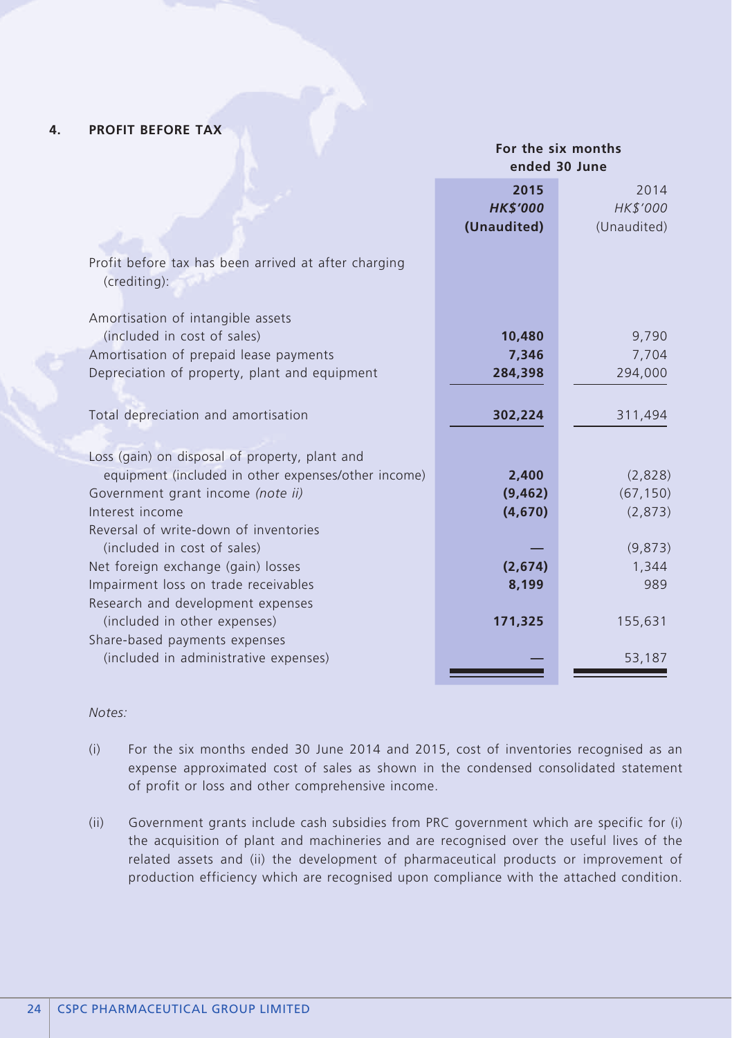## 4. PROFIT BEFORE TAX

| | For the six months ended 30 June | |
|---|---|---|
| | **2015** | 2014 |
| | ***HK$'000*** | *HK$'000* |
| | **(Unaudited)** | (Unaudited) |
| Profit before tax has been arrived at after charging (crediting): | | |
| Amortisation of intangible assets (included in cost of sales) | **10,480** | 9,790 |
| Amortisation of prepaid lease payments | **7,346** | 7,704 |
| Depreciation of property, plant and equipment | **284,398** | 294,000 |
| Total depreciation and amortisation | **302,224** | 311,494 |
| Loss (gain) on disposal of property, plant and equipment (included in other expenses/other income) | **2,400** | (2,828) |
| Government grant income *(note ii)* | **(9,462)** | (67,150) |
| Interest income | **(4,670)** | (2,873) |
| Reversal of write-down of inventories (included in cost of sales) | **—** | (9,873) |
| Net foreign exchange (gain) losses | **(2,674)** | 1,344 |
| Impairment loss on trade receivables | **8,199** | 989 |
| Research and development expenses (included in other expenses) | **171,325** | 155,631 |
| Share-based payments expenses (included in administrative expenses) | **—** | 53,187 |

*Notes:*

(i) For the six months ended 30 June 2014 and 2015, cost of inventories recognised as an expense approximated cost of sales as shown in the condensed consolidated statement of profit or loss and other comprehensive income.

(ii) Government grants include cash subsidies from PRC government which are specific for (i) the acquisition of plant and machineries and are recognised over the useful lives of the related assets and (ii) the development of pharmaceutical products or improvement of production efficiency which are recognised upon compliance with the attached condition.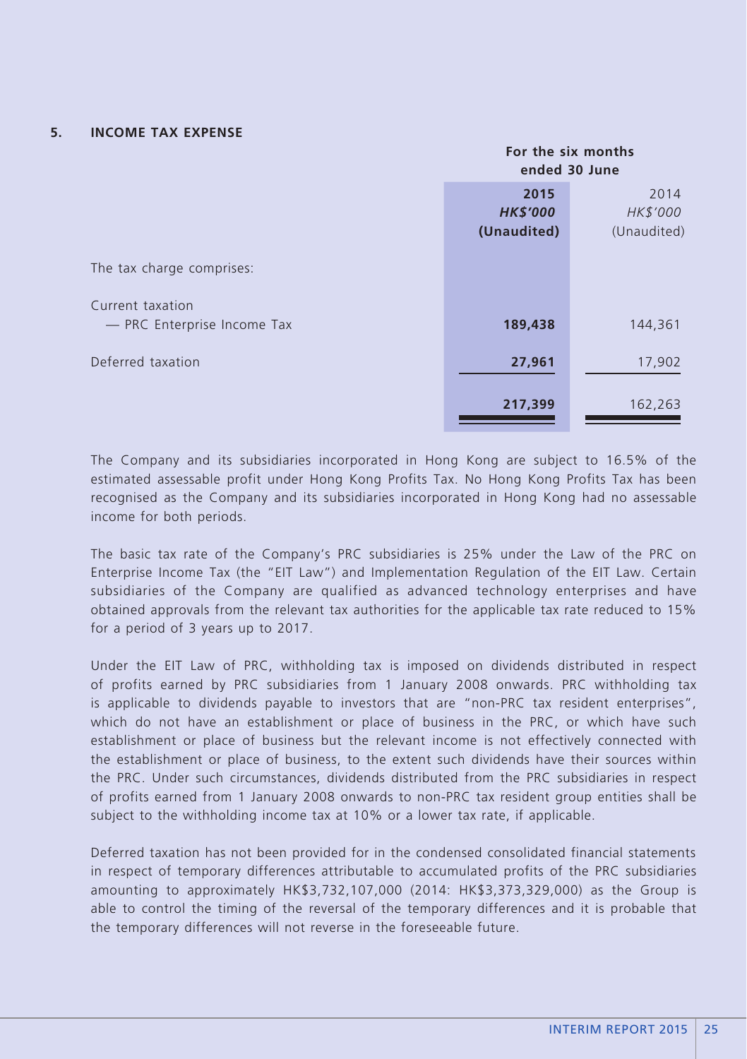## 5. INCOME TAX EXPENSE

| | For the six months ended 30 June | |
|---|---|---|
| | **2015** | 2014 |
| | ***HK$'000*** | *HK$'000* |
| | **(Unaudited)** | (Unaudited) |
| The tax charge comprises: | | |
| Current taxation | | |
| — PRC Enterprise Income Tax | **189,438** | 144,361 |
| Deferred taxation | **27,961** | 17,902 |
| | **217,399** | 162,263 |

The Company and its subsidiaries incorporated in Hong Kong are subject to 16.5% of the estimated assessable profit under Hong Kong Profits Tax. No Hong Kong Profits Tax has been recognised as the Company and its subsidiaries incorporated in Hong Kong had no assessable income for both periods.

The basic tax rate of the Company's PRC subsidiaries is 25% under the Law of the PRC on Enterprise Income Tax (the "EIT Law") and Implementation Regulation of the EIT Law. Certain subsidiaries of the Company are qualified as advanced technology enterprises and have obtained approvals from the relevant tax authorities for the applicable tax rate reduced to 15% for a period of 3 years up to 2017.

Under the EIT Law of PRC, withholding tax is imposed on dividends distributed in respect of profits earned by PRC subsidiaries from 1 January 2008 onwards. PRC withholding tax is applicable to dividends payable to investors that are "non-PRC tax resident enterprises", which do not have an establishment or place of business in the PRC, or which have such establishment or place of business but the relevant income is not effectively connected with the establishment or place of business, to the extent such dividends have their sources within the PRC. Under such circumstances, dividends distributed from the PRC subsidiaries in respect of profits earned from 1 January 2008 onwards to non-PRC tax resident group entities shall be subject to the withholding income tax at 10% or a lower tax rate, if applicable.

Deferred taxation has not been provided for in the condensed consolidated financial statements in respect of temporary differences attributable to accumulated profits of the PRC subsidiaries amounting to approximately HK$3,732,107,000 (2014: HK$3,373,329,000) as the Group is able to control the timing of the reversal of the temporary differences and it is probable that the temporary differences will not reverse in the foreseeable future.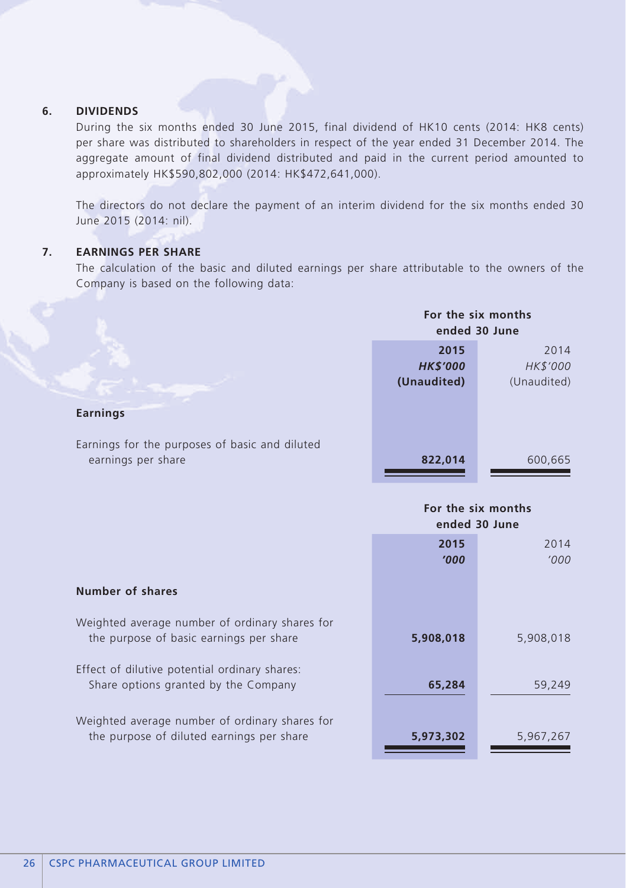## 6. DIVIDENDS

During the six months ended 30 June 2015, final dividend of HK10 cents (2014: HK8 cents) per share was distributed to shareholders in respect of the year ended 31 December 2014. The aggregate amount of final dividend distributed and paid in the current period amounted to approximately HK$590,802,000 (2014: HK$472,641,000).

The directors do not declare the payment of an interim dividend for the six months ended 30 June 2015 (2014: nil).

## 7. EARNINGS PER SHARE

The calculation of the basic and diluted earnings per share attributable to the owners of the Company is based on the following data:

| | For the six months ended 30 June | |
|---|---|---|
| | **2015** | 2014 |
| | ***HK$'000*** | *HK$'000* |
| | **(Unaudited)** | (Unaudited) |
| **Earnings** | | |
| Earnings for the purposes of basic and diluted earnings per share | **822,014** | 600,665 |

| | For the six months ended 30 June | |
|---|---|---|
| | **2015** | 2014 |
| | ***'000*** | *'000* |
| **Number of shares** | | |
| Weighted average number of ordinary shares for the purpose of basic earnings per share | **5,908,018** | 5,908,018 |
| Effect of dilutive potential ordinary shares: Share options granted by the Company | **65,284** | 59,249 |
| Weighted average number of ordinary shares for the purpose of diluted earnings per share | **5,973,302** | 5,967,267 |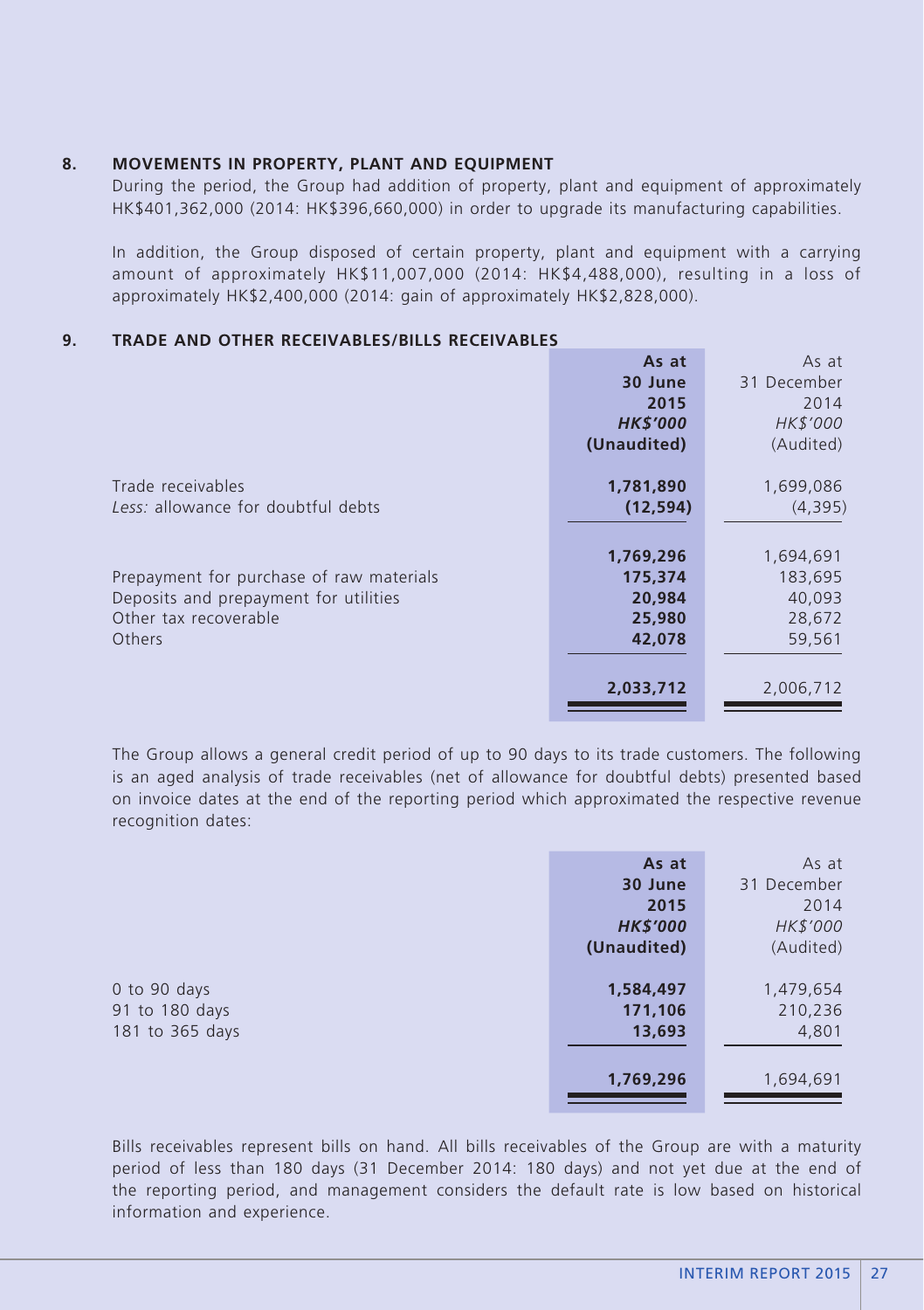## 8. MOVEMENTS IN PROPERTY, PLANT AND EQUIPMENT

During the period, the Group had addition of property, plant and equipment of approximately HK$401,362,000 (2014: HK$396,660,000) in order to upgrade its manufacturing capabilities.

In addition, the Group disposed of certain property, plant and equipment with a carrying amount of approximately HK$11,007,000 (2014: HK$4,488,000), resulting in a loss of approximately HK$2,400,000 (2014: gain of approximately HK$2,828,000).

## 9. TRADE AND OTHER RECEIVABLES/BILLS RECEIVABLES

| | **As at 30 June 2015** ***HK$'000*** **(Unaudited)** | As at 31 December 2014 *HK$'000* (Audited) |
|---|---|---|
| Trade receivables | **1,781,890** | 1,699,086 |
| *Less:* allowance for doubtful debts | **(12,594)** | (4,395) |
| | **1,769,296** | 1,694,691 |
| Prepayment for purchase of raw materials | **175,374** | 183,695 |
| Deposits and prepayment for utilities | **20,984** | 40,093 |
| Other tax recoverable | **25,980** | 28,672 |
| Others | **42,078** | 59,561 |
| | **2,033,712** | 2,006,712 |

The Group allows a general credit period of up to 90 days to its trade customers. The following is an aged analysis of trade receivables (net of allowance for doubtful debts) presented based on invoice dates at the end of the reporting period which approximated the respective revenue recognition dates:

| | **As at 30 June 2015** ***HK$'000*** **(Unaudited)** | As at 31 December 2014 *HK$'000* (Audited) |
|---|---|---|
| 0 to 90 days | **1,584,497** | 1,479,654 |
| 91 to 180 days | **171,106** | 210,236 |
| 181 to 365 days | **13,693** | 4,801 |
| | **1,769,296** | 1,694,691 |

Bills receivables represent bills on hand. All bills receivables of the Group are with a maturity period of less than 180 days (31 December 2014: 180 days) and not yet due at the end of the reporting period, and management considers the default rate is low based on historical information and experience.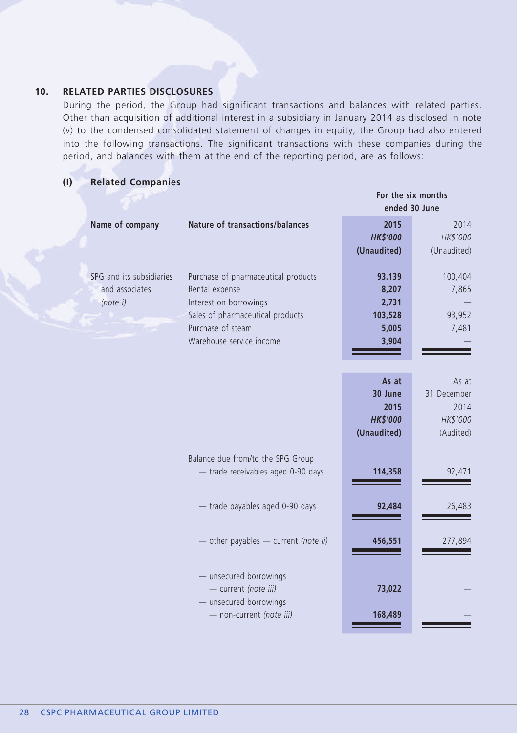## 10. RELATED PARTIES DISCLOSURES

During the period, the Group had significant transactions and balances with related parties. Other than acquisition of additional interest in a subsidiary in January 2014 as disclosed in note (v) to the condensed consolidated statement of changes in equity, the Group had also entered into the following transactions. The significant transactions with these companies during the period, and balances with them at the end of the reporting period, are as follows:

### (I) Related Companies

| | | For the six months ended 30 June | |
|---|---|---|---|
| **Name of company** | **Nature of transactions/balances** | **2015** | 2014 |
| | | ***HK$'000*** | *HK$'000* |
| | | **(Unaudited)** | (Unaudited) |
| SPG and its subsidiaries and associates *(note i)* | Purchase of pharmaceutical products | **93,139** | 100,404 |
| | Rental expense | **8,207** | 7,865 |
| | Interest on borrowings | **2,731** | — |
| | Sales of pharmaceutical products | **103,528** | 93,952 |
| | Purchase of steam | **5,005** | 7,481 |
| | Warehouse service income | **3,904** | — |

| | | **As at 30 June 2015** | As at 31 December 2014 |
|---|---|---|---|
| | | ***HK$'000*** | *HK$'000* |
| | | **(Unaudited)** | (Audited) |
| | Balance due from/to the SPG Group | | |
| | — trade receivables aged 0-90 days | **114,358** | 92,471 |
| | — trade payables aged 0-90 days | **92,484** | 26,483 |
| | — other payables — current *(note ii)* | **456,551** | 277,894 |
| | — unsecured borrowings — current *(note iii)* | **73,022** | — |
| | — unsecured borrowings — non-current *(note iii)* | **168,489** | — |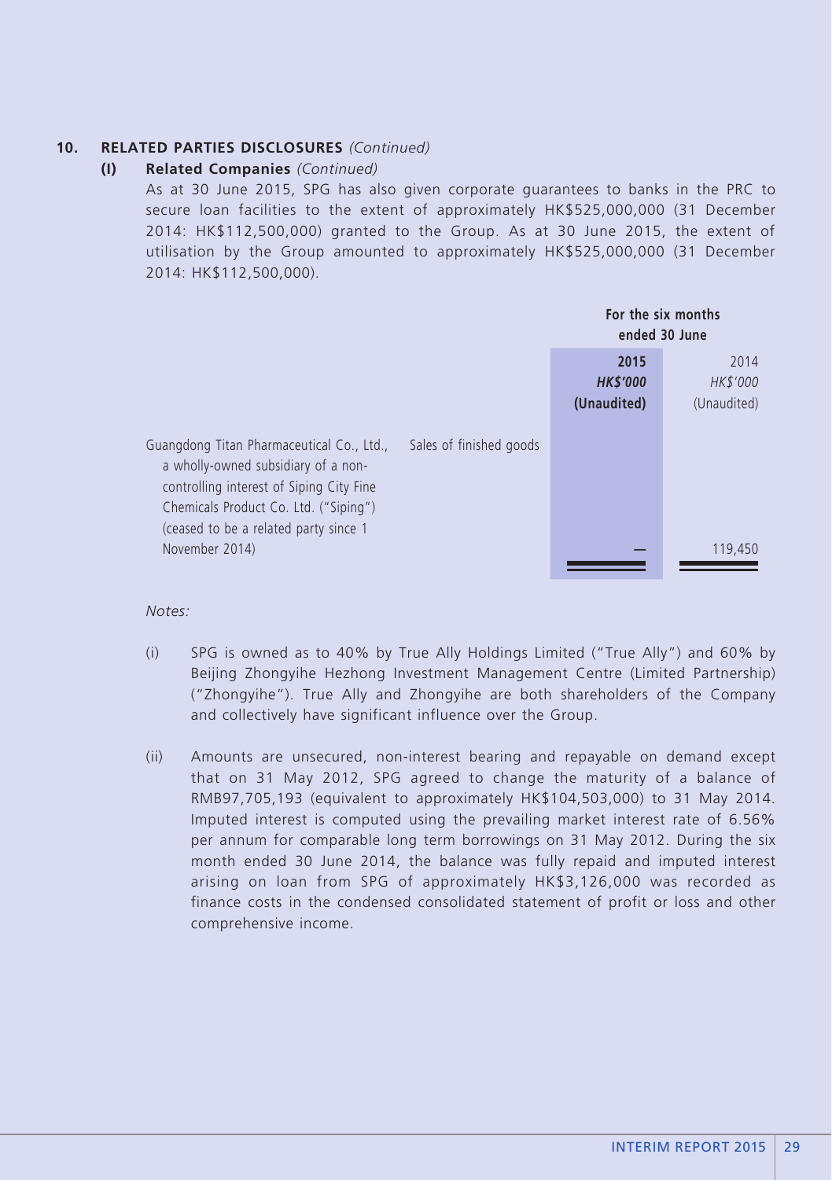## 10. RELATED PARTIES DISCLOSURES *(Continued)*

### (I) Related Companies *(Continued)*

As at 30 June 2015, SPG has also given corporate guarantees to banks in the PRC to secure loan facilities to the extent of approximately HK$525,000,000 (31 December 2014: HK$112,500,000) granted to the Group. As at 30 June 2015, the extent of utilisation by the Group amounted to approximately HK$525,000,000 (31 December 2014: HK$112,500,000).

| | | For the six months ended 30 June | |
|---|---|---|---|
| | | **2015** | 2014 |
| | | ***HK$'000*** | *HK$'000* |
| | | **(Unaudited)** | (Unaudited) |
| Guangdong Titan Pharmaceutical Co., Ltd., a wholly-owned subsidiary of a non-controlling interest of Siping City Fine Chemicals Product Co. Ltd. ("Siping") (ceased to be a related party since 1 November 2014) | Sales of finished goods | **—** | 119,450 |

*Notes:*

(i) SPG is owned as to 40% by True Ally Holdings Limited ("True Ally") and 60% by Beijing Zhongyihe Hezhong Investment Management Centre (Limited Partnership) ("Zhongyihe"). True Ally and Zhongyihe are both shareholders of the Company and collectively have significant influence over the Group.

(ii) Amounts are unsecured, non-interest bearing and repayable on demand except that on 31 May 2012, SPG agreed to change the maturity of a balance of RMB97,705,193 (equivalent to approximately HK$104,503,000) to 31 May 2014. Imputed interest is computed using the prevailing market interest rate of 6.56% per annum for comparable long term borrowings on 31 May 2012. During the six month ended 30 June 2014, the balance was fully repaid and imputed interest arising on loan from SPG of approximately HK$3,126,000 was recorded as finance costs in the condensed consolidated statement of profit or loss and other comprehensive income.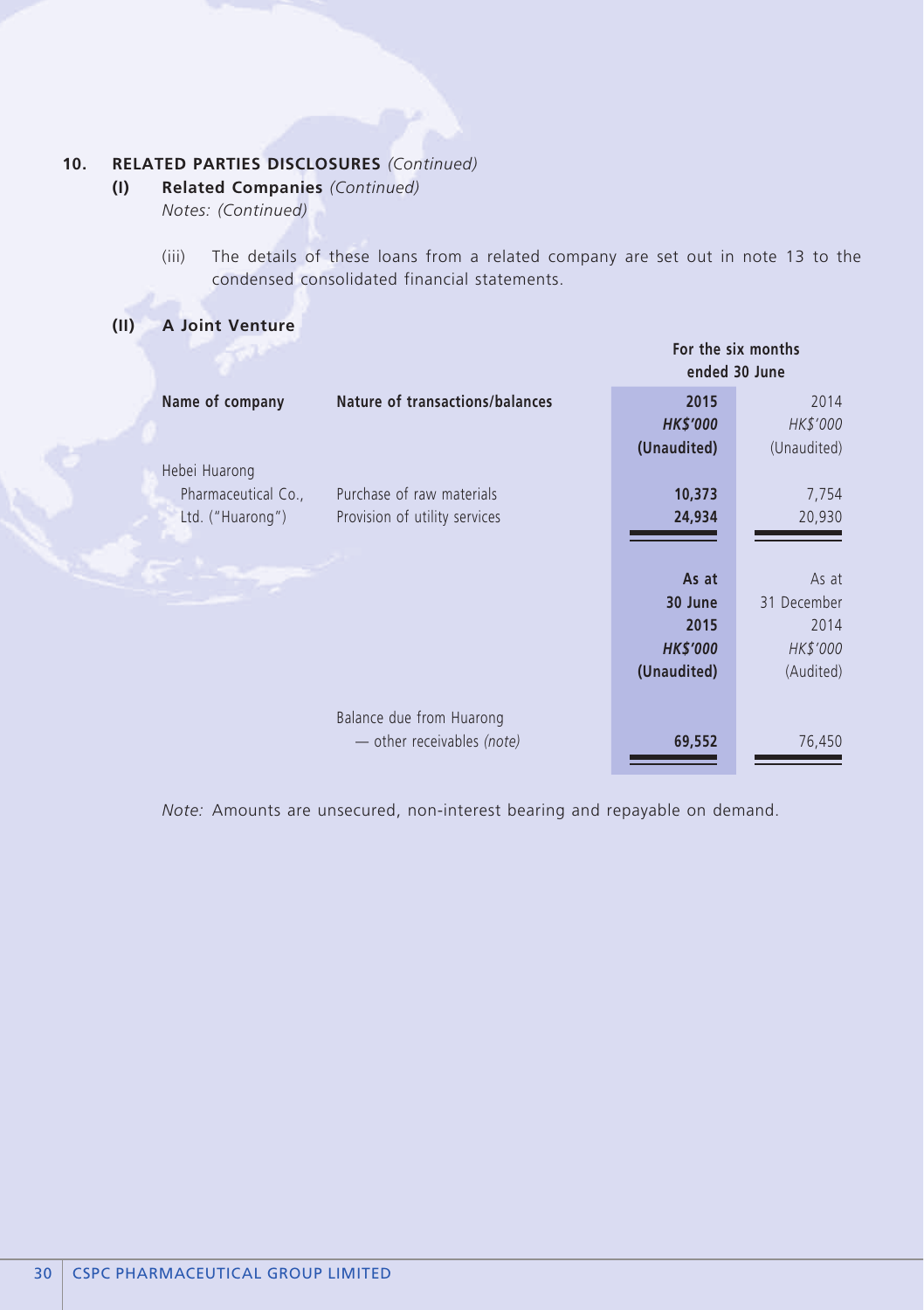## 10. RELATED PARTIES DISCLOSURES *(Continued)*

### (I) Related Companies *(Continued)*

*Notes: (Continued)*

(iii) The details of these loans from a related company are set out in note 13 to the condensed consolidated financial statements.

### (II) A Joint Venture

| Name of company | Nature of transactions/balances | For the six months ended 30 June 2015 HK$'000 (Unaudited) | For the six months ended 30 June 2014 HK$'000 (Unaudited) |
|---|---|---|---|
| Hebei Huarong Pharmaceutical Co., Ltd. ("Huarong") | Purchase of raw materials | **10,373** | 7,754 |
| | Provision of utility services | **24,934** | 20,930 |

| | | As at 30 June 2015 HK$'000 (Unaudited) | As at 31 December 2014 HK$'000 (Audited) |
|---|---|---|---|
| | Balance due from Huarong — other receivables *(note)* | **69,552** | 76,450 |

*Note:* Amounts are unsecured, non-interest bearing and repayable on demand.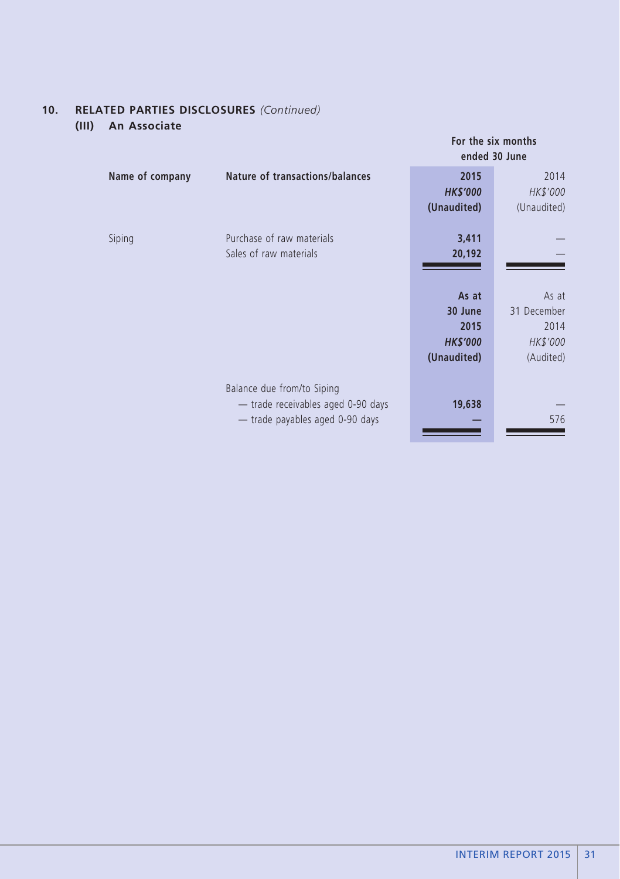## 10. RELATED PARTIES DISCLOSURES *(Continued)*

### (III) An Associate

| Name of company | Nature of transactions/balances | For the six months ended 30 June | |
|---|---|---|---|
| | | **2015** | 2014 |
| | | ***HK$'000*** | *HK$'000* |
| | | **(Unaudited)** | (Unaudited) |
| Siping | Purchase of raw materials | **3,411** | — |
| | Sales of raw materials | **20,192** | — |
| | | **As at 30 June 2015** | As at 31 December 2014 |
| | | ***HK$'000*** | *HK$'000* |
| | | **(Unaudited)** | (Audited) |
| | Balance due from/to Siping | | |
| | — trade receivables aged 0-90 days | **19,638** | — |
| | — trade payables aged 0-90 days | **—** | 576 |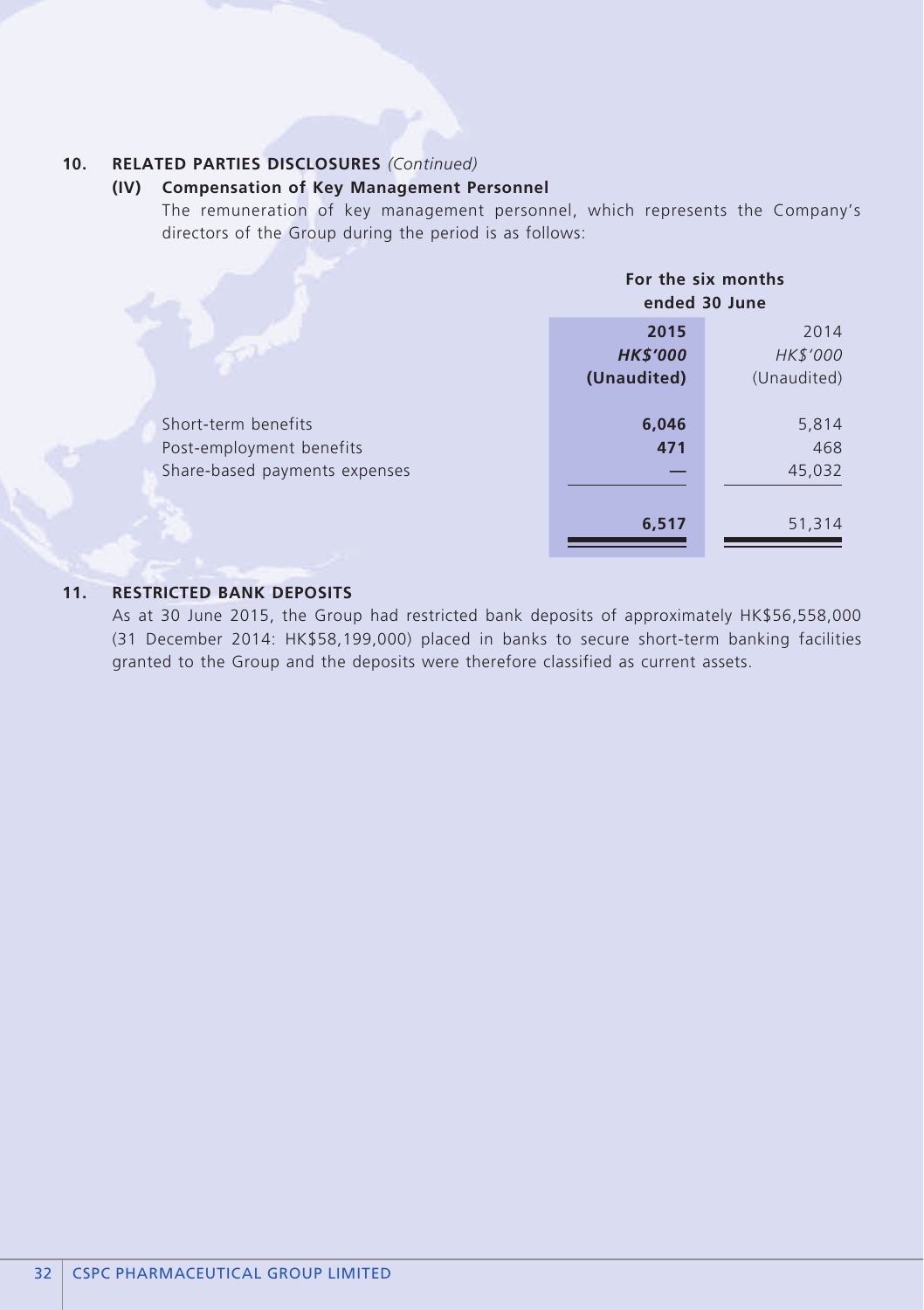## 10. RELATED PARTIES DISCLOSURES *(Continued)*

### (IV) Compensation of Key Management Personnel

The remuneration of key management personnel, which represents the Company's directors of the Group during the period is as follows:

| | For the six months ended 30 June | |
|---|---|---|
| | **2015** | 2014 |
| | ***HK$'000*** | *HK$'000* |
| | **(Unaudited)** | (Unaudited) |
| Short-term benefits | **6,046** | 5,814 |
| Post-employment benefits | **471** | 468 |
| Share-based payments expenses | **—** | 45,032 |
| | **6,517** | 51,314 |

## 11. RESTRICTED BANK DEPOSITS

As at 30 June 2015, the Group had restricted bank deposits of approximately HK$56,558,000 (31 December 2014: HK$58,199,000) placed in banks to secure short-term banking facilities granted to the Group and the deposits were therefore classified as current assets.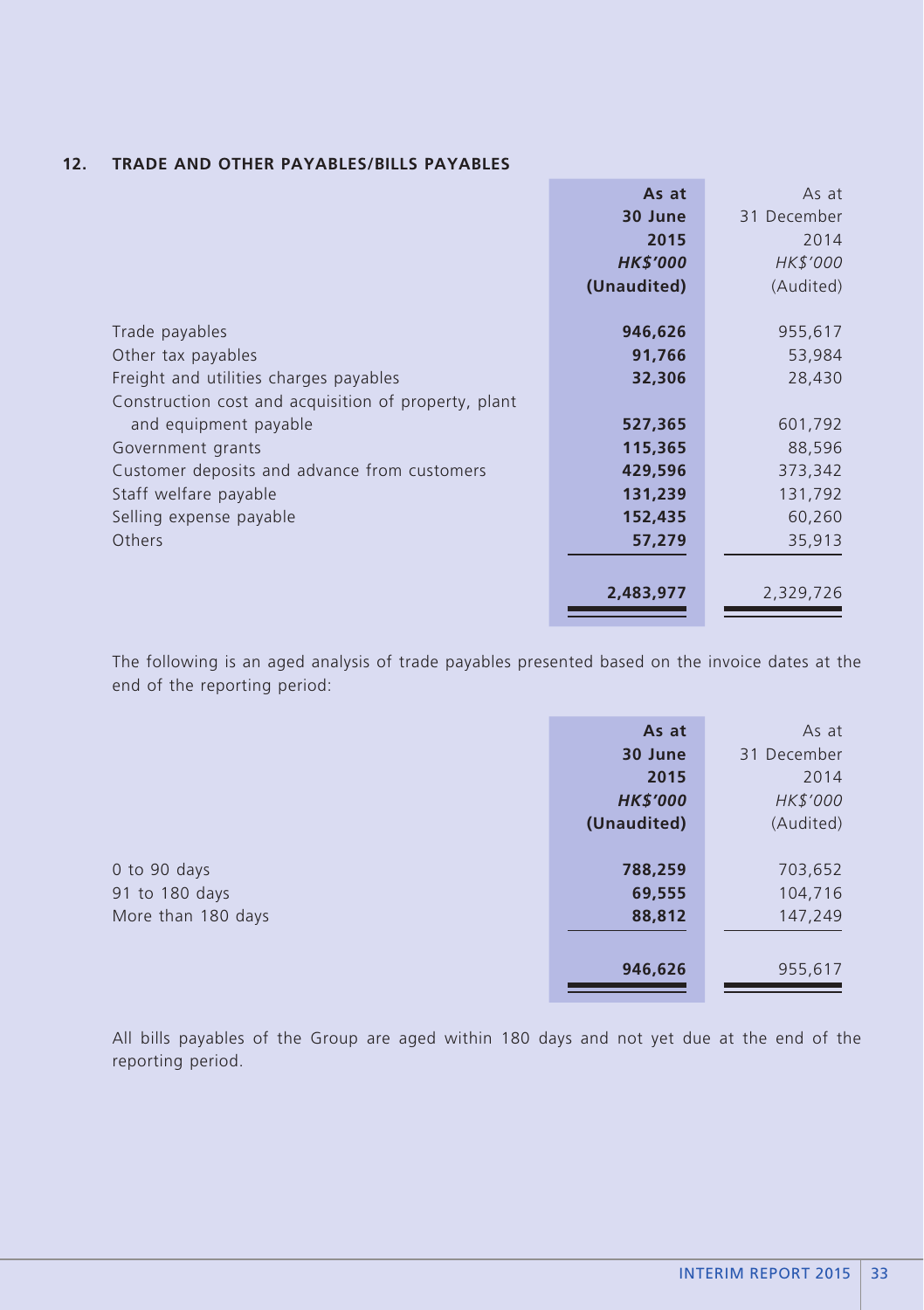## 12. TRADE AND OTHER PAYABLES/BILLS PAYABLES

| | As at 30 June 2015 *HK$'000* (Unaudited) | As at 31 December 2014 *HK$'000* (Audited) |
|---|---|---|
| Trade payables | 946,626 | 955,617 |
| Other tax payables | 91,766 | 53,984 |
| Freight and utilities charges payables | 32,306 | 28,430 |
| Construction cost and acquisition of property, plant and equipment payable | 527,365 | 601,792 |
| Government grants | 115,365 | 88,596 |
| Customer deposits and advance from customers | 429,596 | 373,342 |
| Staff welfare payable | 131,239 | 131,792 |
| Selling expense payable | 152,435 | 60,260 |
| Others | 57,279 | 35,913 |
| | **2,483,977** | 2,329,726 |

The following is an aged analysis of trade payables presented based on the invoice dates at the end of the reporting period:

| | As at 30 June 2015 *HK$'000* (Unaudited) | As at 31 December 2014 *HK$'000* (Audited) |
|---|---|---|
| 0 to 90 days | 788,259 | 703,652 |
| 91 to 180 days | 69,555 | 104,716 |
| More than 180 days | 88,812 | 147,249 |
| | **946,626** | 955,617 |

All bills payables of the Group are aged within 180 days and not yet due at the end of the reporting period.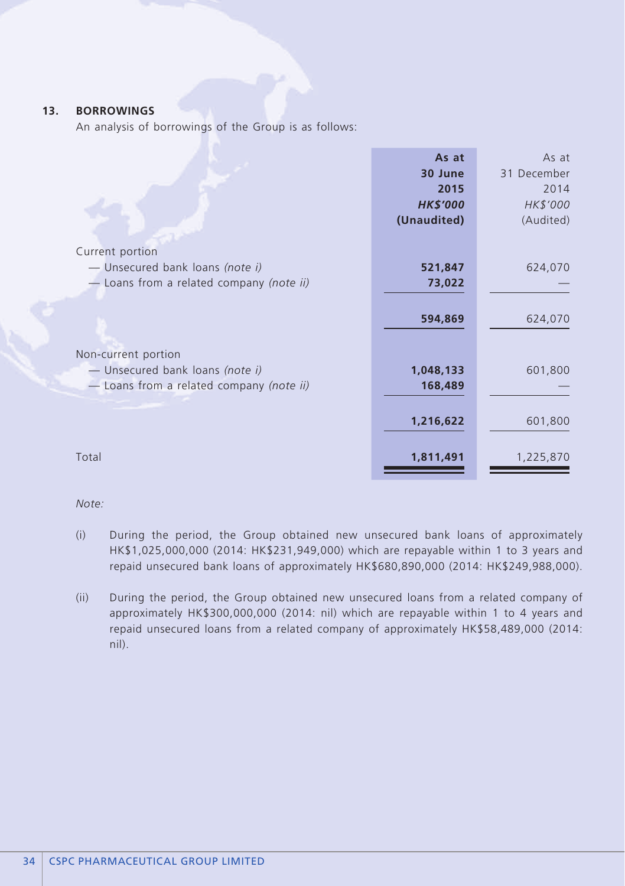## 13. BORROWINGS

An analysis of borrowings of the Group is as follows:

| | **As at 30 June 2015** *HK$'000* **(Unaudited)** | As at 31 December 2014 *HK$'000* (Audited) |
|---|---|---|
| Current portion | | |
| — Unsecured bank loans *(note i)* | **521,847** | 624,070 |
| — Loans from a related company *(note ii)* | **73,022** | — |
| | **594,869** | 624,070 |
| Non-current portion | | |
| — Unsecured bank loans *(note i)* | **1,048,133** | 601,800 |
| — Loans from a related company *(note ii)* | **168,489** | — |
| | **1,216,622** | 601,800 |
| Total | **1,811,491** | 1,225,870 |

*Note:*

(i) During the period, the Group obtained new unsecured bank loans of approximately HK$1,025,000,000 (2014: HK$231,949,000) which are repayable within 1 to 3 years and repaid unsecured bank loans of approximately HK$680,890,000 (2014: HK$249,988,000).

(ii) During the period, the Group obtained new unsecured loans from a related company of approximately HK$300,000,000 (2014: nil) which are repayable within 1 to 4 years and repaid unsecured loans from a related company of approximately HK$58,489,000 (2014: nil).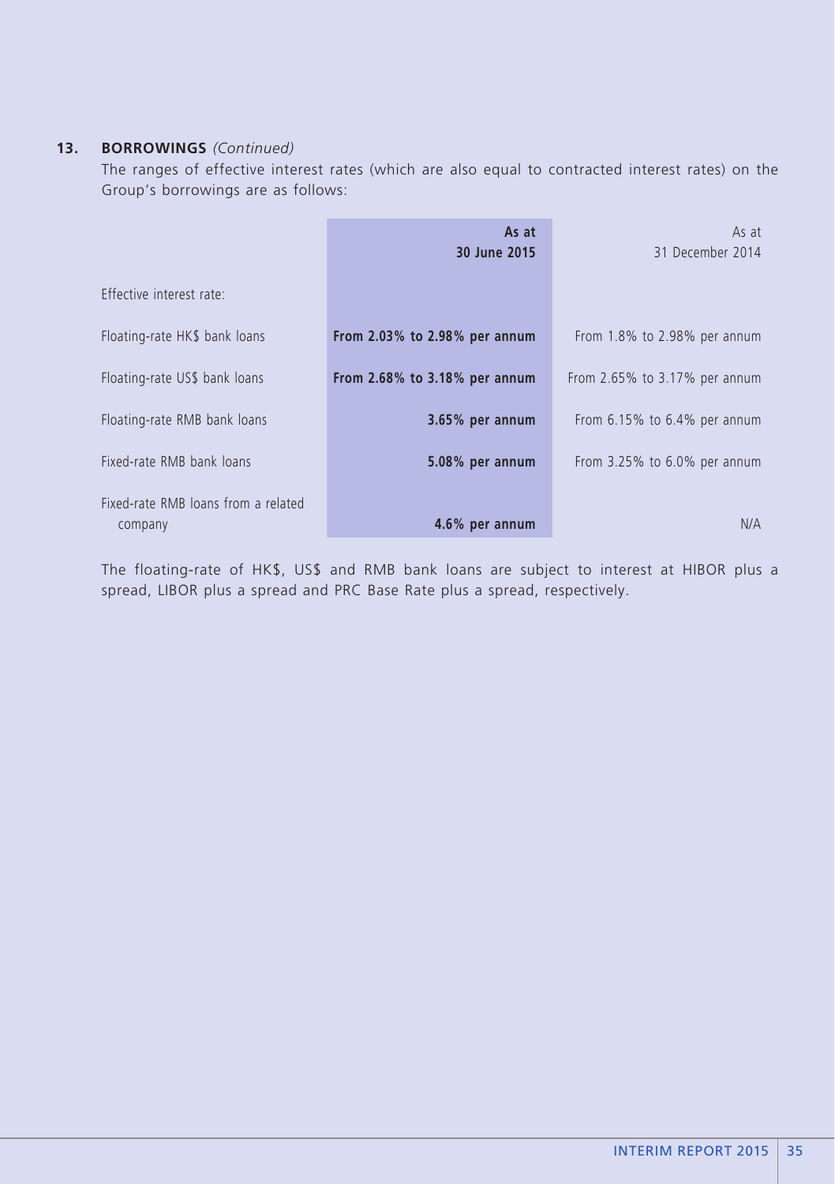### 13. BORROWINGS *(Continued)*

The ranges of effective interest rates (which are also equal to contracted interest rates) on the Group's borrowings are as follows:

| | **As at 30 June 2015** | As at 31 December 2014 |
|---|---|---|
| Effective interest rate: | | |
| Floating-rate HK$ bank loans | **From 2.03% to 2.98% per annum** | From 1.8% to 2.98% per annum |
| Floating-rate US$ bank loans | **From 2.68% to 3.18% per annum** | From 2.65% to 3.17% per annum |
| Floating-rate RMB bank loans | **3.65% per annum** | From 6.15% to 6.4% per annum |
| Fixed-rate RMB bank loans | **5.08% per annum** | From 3.25% to 6.0% per annum |
| Fixed-rate RMB loans from a related company | **4.6% per annum** | N/A |

The floating-rate of HK$, US$ and RMB bank loans are subject to interest at HIBOR plus a spread, LIBOR plus a spread and PRC Base Rate plus a spread, respectively.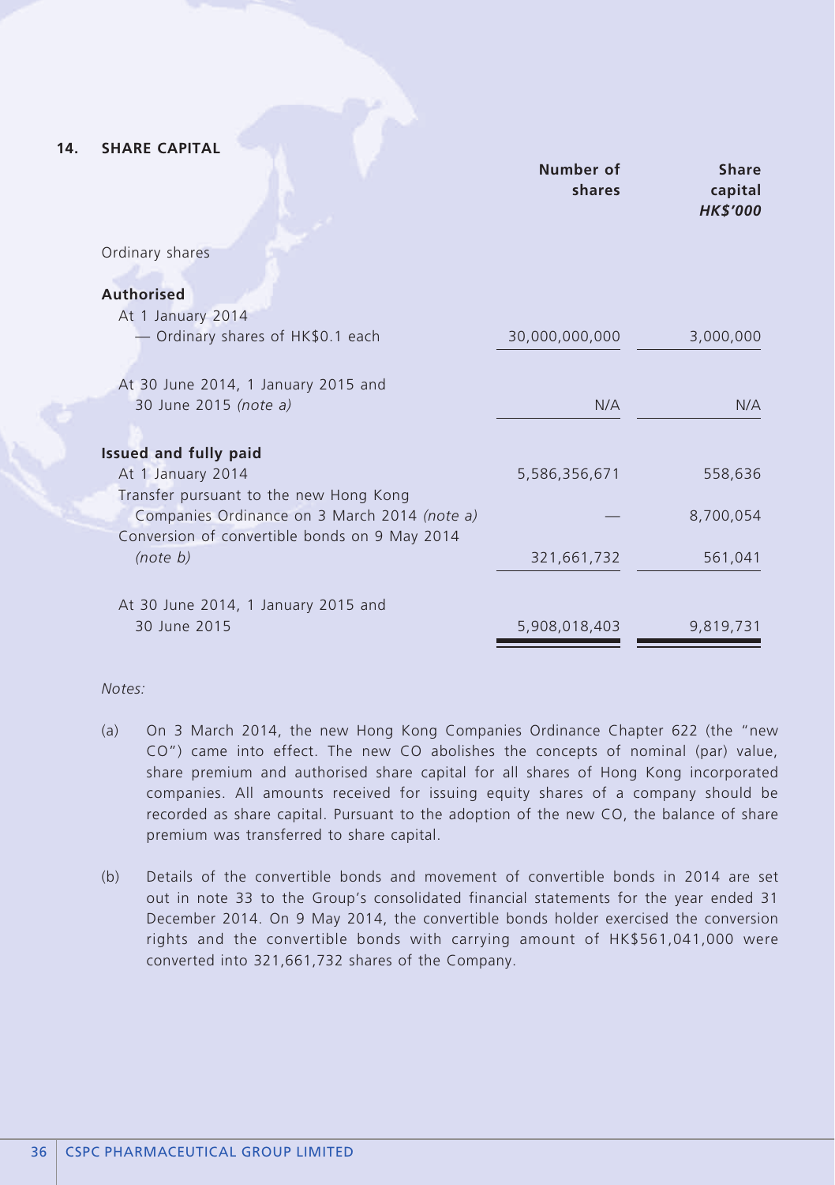## 14. SHARE CAPITAL

| | Number of shares | Share capital *HK$'000* |
|---|---|---|
| Ordinary shares | | |
| **Authorised** | | |
| At 1 January 2014 | | |
| — Ordinary shares of HK$0.1 each | 30,000,000,000 | 3,000,000 |
| At 30 June 2014, 1 January 2015 and 30 June 2015 *(note a)* | N/A | N/A |
| **Issued and fully paid** | | |
| At 1 January 2014 | 5,586,356,671 | 558,636 |
| Transfer pursuant to the new Hong Kong Companies Ordinance on 3 March 2014 *(note a)* | — | 8,700,054 |
| Conversion of convertible bonds on 9 May 2014 *(note b)* | 321,661,732 | 561,041 |
| At 30 June 2014, 1 January 2015 and 30 June 2015 | 5,908,018,403 | 9,819,731 |

*Notes:*

(a) On 3 March 2014, the new Hong Kong Companies Ordinance Chapter 622 (the "new CO") came into effect. The new CO abolishes the concepts of nominal (par) value, share premium and authorised share capital for all shares of Hong Kong incorporated companies. All amounts received for issuing equity shares of a company should be recorded as share capital. Pursuant to the adoption of the new CO, the balance of share premium was transferred to share capital.

(b) Details of the convertible bonds and movement of convertible bonds in 2014 are set out in note 33 to the Group's consolidated financial statements for the year ended 31 December 2014. On 9 May 2014, the convertible bonds holder exercised the conversion rights and the convertible bonds with carrying amount of HK$561,041,000 were converted into 321,661,732 shares of the Company.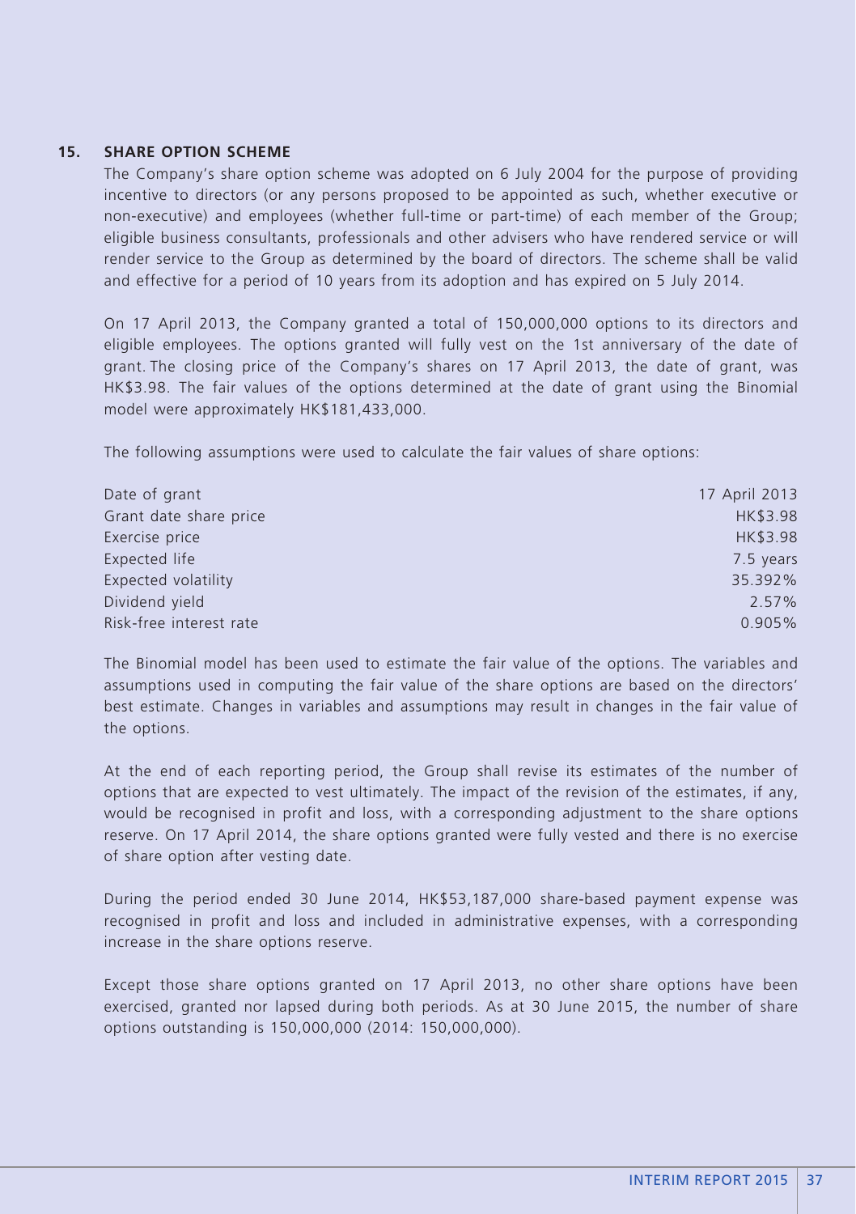## 15. SHARE OPTION SCHEME

The Company's share option scheme was adopted on 6 July 2004 for the purpose of providing incentive to directors (or any persons proposed to be appointed as such, whether executive or non-executive) and employees (whether full-time or part-time) of each member of the Group; eligible business consultants, professionals and other advisers who have rendered service or will render service to the Group as determined by the board of directors. The scheme shall be valid and effective for a period of 10 years from its adoption and has expired on 5 July 2014.

On 17 April 2013, the Company granted a total of 150,000,000 options to its directors and eligible employees. The options granted will fully vest on the 1st anniversary of the date of grant. The closing price of the Company's shares on 17 April 2013, the date of grant, was HK$3.98. The fair values of the options determined at the date of grant using the Binomial model were approximately HK$181,433,000.

The following assumptions were used to calculate the fair values of share options:

| | |
|---|---|
| Date of grant | 17 April 2013 |
| Grant date share price | HK$3.98 |
| Exercise price | HK$3.98 |
| Expected life | 7.5 years |
| Expected volatility | 35.392% |
| Dividend yield | 2.57% |
| Risk-free interest rate | 0.905% |

The Binomial model has been used to estimate the fair value of the options. The variables and assumptions used in computing the fair value of the share options are based on the directors' best estimate. Changes in variables and assumptions may result in changes in the fair value of the options.

At the end of each reporting period, the Group shall revise its estimates of the number of options that are expected to vest ultimately. The impact of the revision of the estimates, if any, would be recognised in profit and loss, with a corresponding adjustment to the share options reserve. On 17 April 2014, the share options granted were fully vested and there is no exercise of share option after vesting date.

During the period ended 30 June 2014, HK$53,187,000 share-based payment expense was recognised in profit and loss and included in administrative expenses, with a corresponding increase in the share options reserve.

Except those share options granted on 17 April 2013, no other share options have been exercised, granted nor lapsed during both periods. As at 30 June 2015, the number of share options outstanding is 150,000,000 (2014: 150,000,000).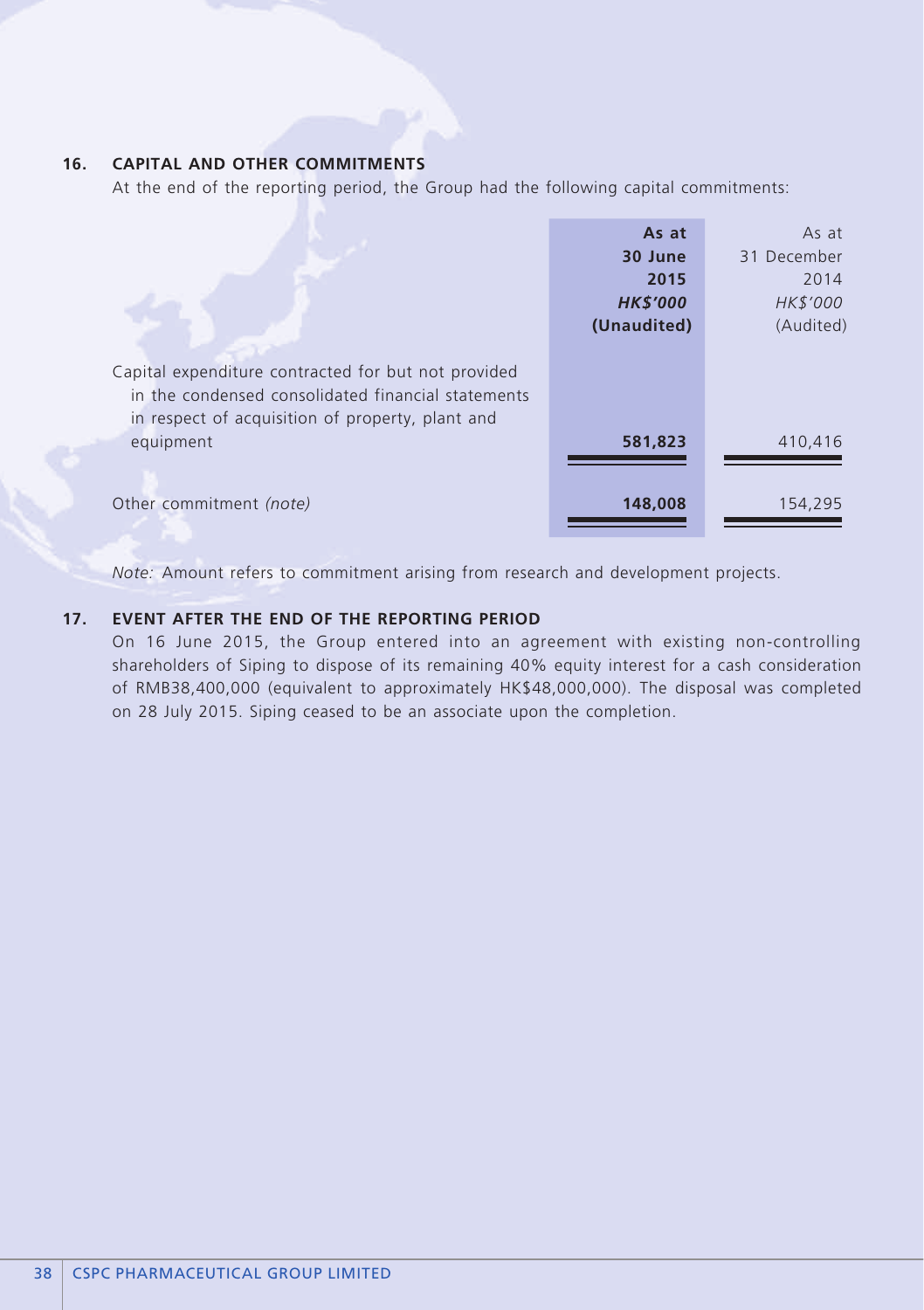## 16. CAPITAL AND OTHER COMMITMENTS

At the end of the reporting period, the Group had the following capital commitments:

| | **As at 30 June 2015** *HK$'000* **(Unaudited)** | As at 31 December 2014 *HK$'000* (Audited) |
|---|---|---|
| Capital expenditure contracted for but not provided in the condensed consolidated financial statements in respect of acquisition of property, plant and equipment | **581,823** | 410,416 |
| Other commitment *(note)* | **148,008** | 154,295 |

*Note:* Amount refers to commitment arising from research and development projects.

## 17. EVENT AFTER THE END OF THE REPORTING PERIOD

On 16 June 2015, the Group entered into an agreement with existing non-controlling shareholders of Siping to dispose of its remaining 40% equity interest for a cash consideration of RMB38,400,000 (equivalent to approximately HK$48,000,000). The disposal was completed on 28 July 2015. Siping ceased to be an associate upon the completion.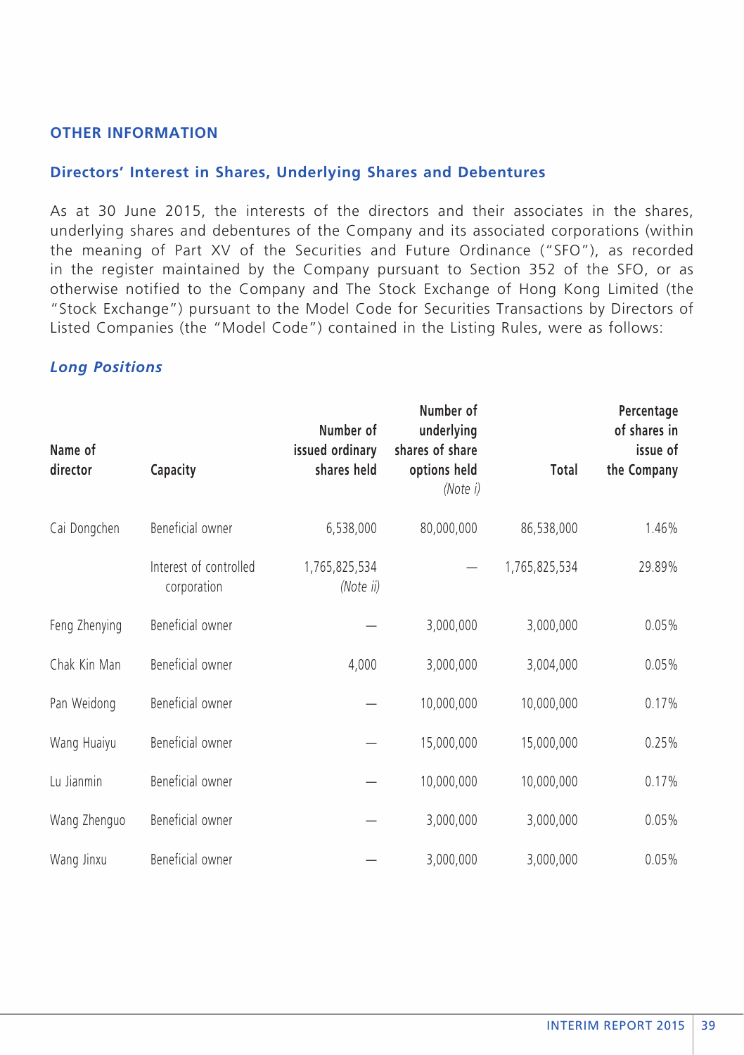## OTHER INFORMATION

### Directors' Interest in Shares, Underlying Shares and Debentures

As at 30 June 2015, the interests of the directors and their associates in the shares, underlying shares and debentures of the Company and its associated corporations (within the meaning of Part XV of the Securities and Future Ordinance ("SFO"), as recorded in the register maintained by the Company pursuant to Section 352 of the SFO, or as otherwise notified to the Company and The Stock Exchange of Hong Kong Limited (the "Stock Exchange") pursuant to the Model Code for Securities Transactions by Directors of Listed Companies (the "Model Code") contained in the Listing Rules, were as follows:

#### *Long Positions*

| Name of director | Capacity | Number of issued ordinary shares held | Number of underlying shares of share options held *(Note i)* | Total | Percentage of shares in issue of the Company |
|---|---|---|---|---|---|
| Cai Dongchen | Beneficial owner | 6,538,000 | 80,000,000 | 86,538,000 | 1.46% |
| | Interest of controlled corporation | 1,765,825,534 *(Note ii)* | — | 1,765,825,534 | 29.89% |
| Feng Zhenying | Beneficial owner | — | 3,000,000 | 3,000,000 | 0.05% |
| Chak Kin Man | Beneficial owner | 4,000 | 3,000,000 | 3,004,000 | 0.05% |
| Pan Weidong | Beneficial owner | — | 10,000,000 | 10,000,000 | 0.17% |
| Wang Huaiyu | Beneficial owner | — | 15,000,000 | 15,000,000 | 0.25% |
| Lu Jianmin | Beneficial owner | — | 10,000,000 | 10,000,000 | 0.17% |
| Wang Zhenguo | Beneficial owner | — | 3,000,000 | 3,000,000 | 0.05% |
| Wang Jinxu | Beneficial owner | — | 3,000,000 | 3,000,000 | 0.05% |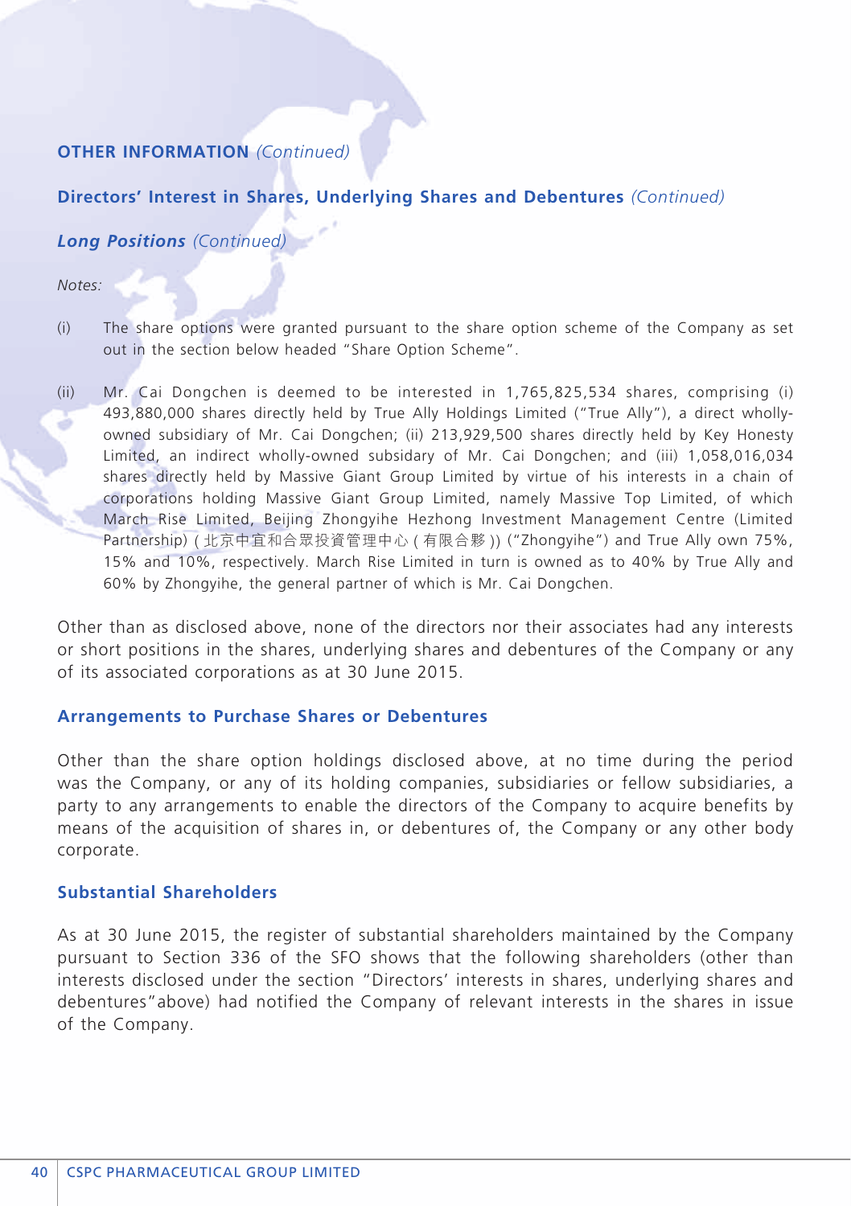## OTHER INFORMATION *(Continued)*

### Directors' Interest in Shares, Underlying Shares and Debentures *(Continued)*

#### *Long Positions* *(Continued)*

*Notes:*

(i) The share options were granted pursuant to the share option scheme of the Company as set out in the section below headed "Share Option Scheme".

(ii) Mr. Cai Dongchen is deemed to be interested in 1,765,825,534 shares, comprising (i) 493,880,000 shares directly held by True Ally Holdings Limited ("True Ally"), a direct wholly-owned subsidiary of Mr. Cai Dongchen; (ii) 213,929,500 shares directly held by Key Honesty Limited, an indirect wholly-owned subsidiary of Mr. Cai Dongchen; and (iii) 1,058,016,034 shares directly held by Massive Giant Group Limited by virtue of his interests in a chain of corporations holding Massive Giant Group Limited, namely Massive Top Limited, of which March Rise Limited, Beijing Zhongyihe Hezhong Investment Management Centre (Limited Partnership) (北京中宜和合眾投資管理中心(有限合夥)) ("Zhongyihe") and True Ally own 75%, 15% and 10%, respectively. March Rise Limited in turn is owned as to 40% by True Ally and 60% by Zhongyihe, the general partner of which is Mr. Cai Dongchen.

Other than as disclosed above, none of the directors nor their associates had any interests or short positions in the shares, underlying shares and debentures of the Company or any of its associated corporations as at 30 June 2015.

### Arrangements to Purchase Shares or Debentures

Other than the share option holdings disclosed above, at no time during the period was the Company, or any of its holding companies, subsidiaries or fellow subsidiaries, a party to any arrangements to enable the directors of the Company to acquire benefits by means of the acquisition of shares in, or debentures of, the Company or any other body corporate.

### Substantial Shareholders

As at 30 June 2015, the register of substantial shareholders maintained by the Company pursuant to Section 336 of the SFO shows that the following shareholders (other than interests disclosed under the section "Directors' interests in shares, underlying shares and debentures" above) had notified the Company of relevant interests in the shares in issue of the Company.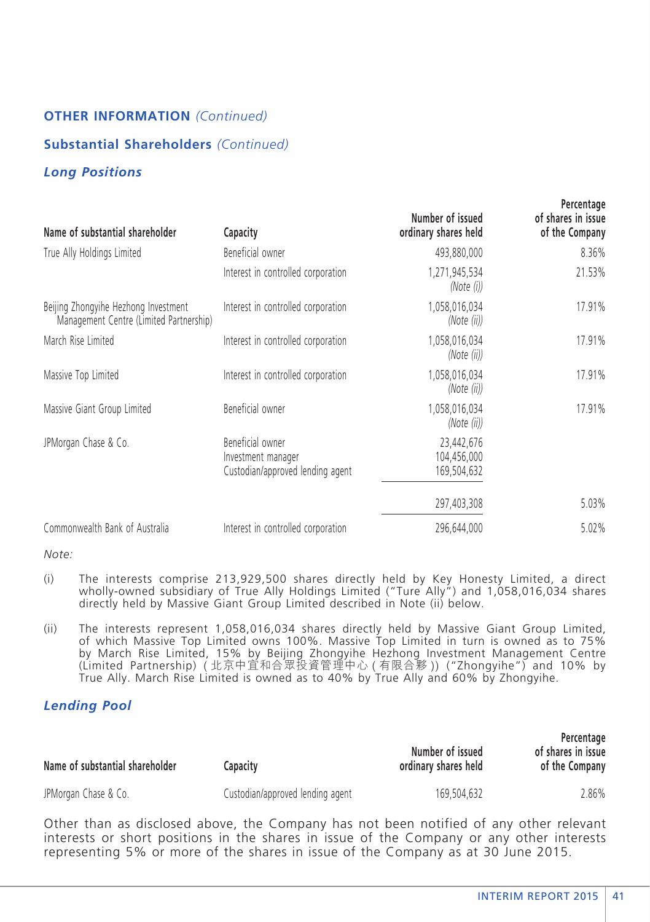## OTHER INFORMATION *(Continued)*

### Substantial Shareholders *(Continued)*

#### *Long Positions*

| Name of substantial shareholder | Capacity | Number of issued ordinary shares held | Percentage of shares in issue of the Company |
|---|---|---|---|
| True Ally Holdings Limited | Beneficial owner | 493,880,000 | 8.36% |
| | Interest in controlled corporation | 1,271,945,534 *(Note (i))* | 21.53% |
| Beijing Zhongyihe Hezhong Investment Management Centre (Limited Partnership) | Interest in controlled corporation | 1,058,016,034 *(Note (ii))* | 17.91% |
| March Rise Limited | Interest in controlled corporation | 1,058,016,034 *(Note (ii))* | 17.91% |
| Massive Top Limited | Interest in controlled corporation | 1,058,016,034 *(Note (ii))* | 17.91% |
| Massive Giant Group Limited | Beneficial owner | 1,058,016,034 *(Note (ii))* | 17.91% |
| JPMorgan Chase & Co. | Beneficial owner | 23,442,676 | |
| | Investment manager | 104,456,000 | |
| | Custodian/approved lending agent | 169,504,632 | |
| | | 297,403,308 | 5.03% |
| Commonwealth Bank of Australia | Interest in controlled corporation | 296,644,000 | 5.02% |

*Note:*

(i) The interests comprise 213,929,500 shares directly held by Key Honesty Limited, a direct wholly-owned subsidiary of True Ally Holdings Limited ("Ture Ally") and 1,058,016,034 shares directly held by Massive Giant Group Limited described in Note (ii) below.

(ii) The interests represent 1,058,016,034 shares directly held by Massive Giant Group Limited, of which Massive Top Limited owns 100%. Massive Top Limited in turn is owned as to 75% by March Rise Limited, 15% by Beijing Zhongyihe Hezhong Investment Management Centre (Limited Partnership) (北京中宜和合眾投資管理中心(有限合夥)) ("Zhongyihe") and 10% by True Ally. March Rise Limited is owned as to 40% by True Ally and 60% by Zhongyihe.

#### *Lending Pool*

| Name of substantial shareholder | Capacity | Number of issued ordinary shares held | Percentage of shares in issue of the Company |
|---|---|---|---|
| JPMorgan Chase & Co. | Custodian/approved lending agent | 169,504,632 | 2.86% |

Other than as disclosed above, the Company has not been notified of any other relevant interests or short positions in the shares in issue of the Company or any other interests representing 5% or more of the shares in issue of the Company as at 30 June 2015.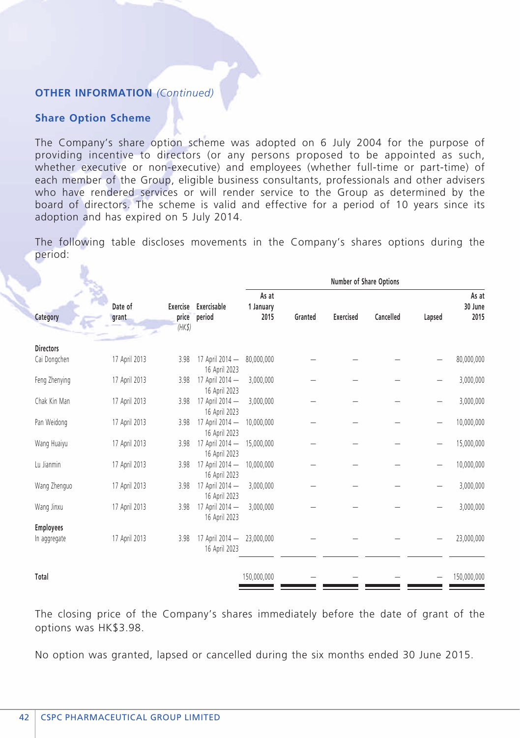## OTHER INFORMATION *(Continued)*

### Share Option Scheme

The Company's share option scheme was adopted on 6 July 2004 for the purpose of providing incentive to directors (or any persons proposed to be appointed as such, whether executive or non-executive) and employees (whether full-time or part-time) of each member of the Group, eligible business consultants, professionals and other advisers who have rendered services or will render service to the Group as determined by the board of directors. The scheme is valid and effective for a period of 10 years since its adoption and has expired on 5 July 2014.

The following table discloses movements in the Company's shares options during the period:

| | | | | Number of Share Options | | | | | |
|---|---|---|---|---|---|---|---|---|---|
| Category | Date of grant | Exercise price *(HK$)* | Exercisable period | As at 1 January 2015 | Granted | Exercised | Cancelled | Lapsed | As at 30 June 2015 |
| **Directors** | | | | | | | | | |
| Cai Dongchen | 17 April 2013 | 3.98 | 17 April 2014 — 16 April 2023 | 80,000,000 | – | – | – | – | 80,000,000 |
| Feng Zhenying | 17 April 2013 | 3.98 | 17 April 2014 — 16 April 2023 | 3,000,000 | – | – | – | – | 3,000,000 |
| Chak Kin Man | 17 April 2013 | 3.98 | 17 April 2014 — 16 April 2023 | 3,000,000 | – | – | – | – | 3,000,000 |
| Pan Weidong | 17 April 2013 | 3.98 | 17 April 2014 — 16 April 2023 | 10,000,000 | – | – | – | – | 10,000,000 |
| Wang Huaiyu | 17 April 2013 | 3.98 | 17 April 2014 — 16 April 2023 | 15,000,000 | – | – | – | – | 15,000,000 |
| Lu Jianmin | 17 April 2013 | 3.98 | 17 April 2014 — 16 April 2023 | 10,000,000 | – | – | – | – | 10,000,000 |
| Wang Zhenguo | 17 April 2013 | 3.98 | 17 April 2014 — 16 April 2023 | 3,000,000 | – | – | – | – | 3,000,000 |
| Wang Jinxu | 17 April 2013 | 3.98 | 17 April 2014 — 16 April 2023 | 3,000,000 | – | – | – | – | 3,000,000 |
| **Employees** | | | | | | | | | |
| In aggregate | 17 April 2013 | 3.98 | 17 April 2014 — 16 April 2023 | 23,000,000 | – | – | – | – | 23,000,000 |
| **Total** | | | | 150,000,000 | – | – | – | – | 150,000,000 |

The closing price of the Company's shares immediately before the date of grant of the options was HK$3.98.

No option was granted, lapsed or cancelled during the six months ended 30 June 2015.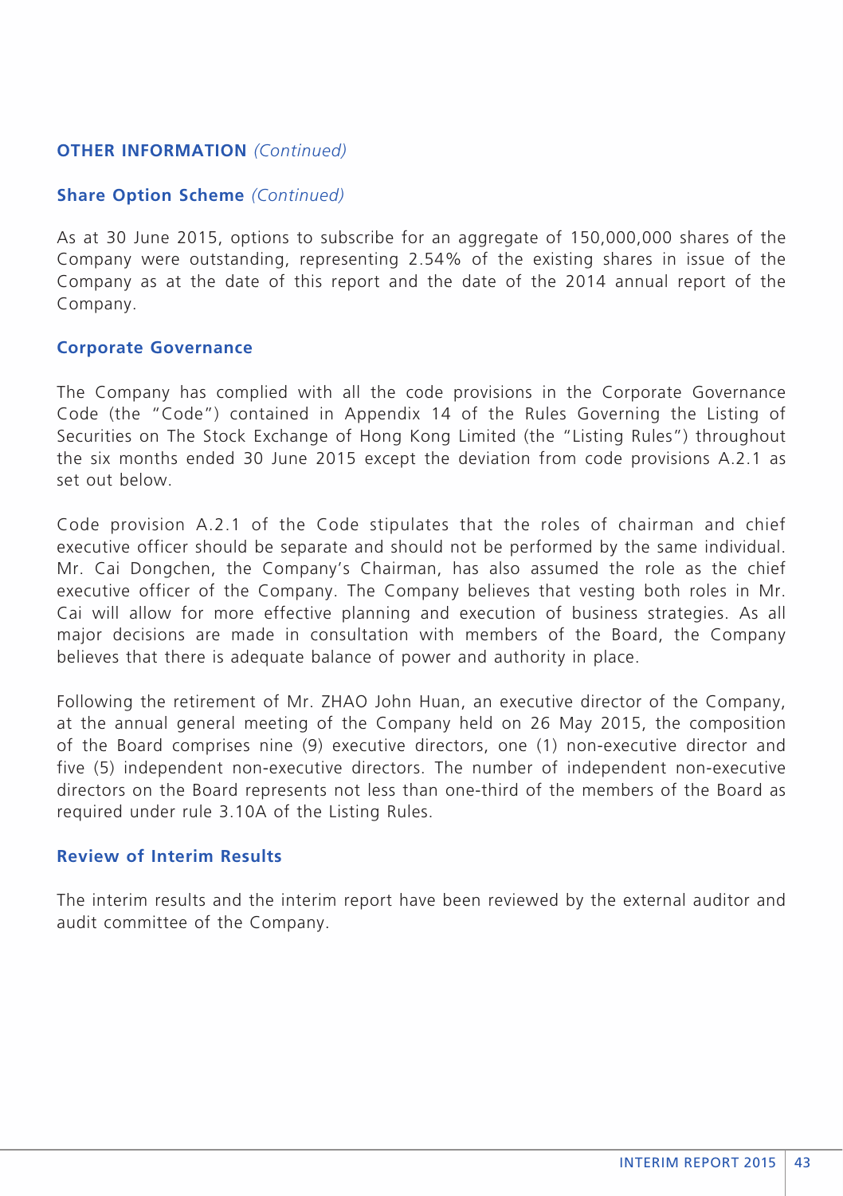## OTHER INFORMATION *(Continued)*

### Share Option Scheme *(Continued)*

As at 30 June 2015, options to subscribe for an aggregate of 150,000,000 shares of the Company were outstanding, representing 2.54% of the existing shares in issue of the Company as at the date of this report and the date of the 2014 annual report of the Company.

### Corporate Governance

The Company has complied with all the code provisions in the Corporate Governance Code (the "Code") contained in Appendix 14 of the Rules Governing the Listing of Securities on The Stock Exchange of Hong Kong Limited (the "Listing Rules") throughout the six months ended 30 June 2015 except the deviation from code provisions A.2.1 as set out below.

Code provision A.2.1 of the Code stipulates that the roles of chairman and chief executive officer should be separate and should not be performed by the same individual. Mr. Cai Dongchen, the Company's Chairman, has also assumed the role as the chief executive officer of the Company. The Company believes that vesting both roles in Mr. Cai will allow for more effective planning and execution of business strategies. As all major decisions are made in consultation with members of the Board, the Company believes that there is adequate balance of power and authority in place.

Following the retirement of Mr. ZHAO John Huan, an executive director of the Company, at the annual general meeting of the Company held on 26 May 2015, the composition of the Board comprises nine (9) executive directors, one (1) non-executive director and five (5) independent non-executive directors. The number of independent non-executive directors on the Board represents not less than one-third of the members of the Board as required under rule 3.10A of the Listing Rules.

### Review of Interim Results

The interim results and the interim report have been reviewed by the external auditor and audit committee of the Company.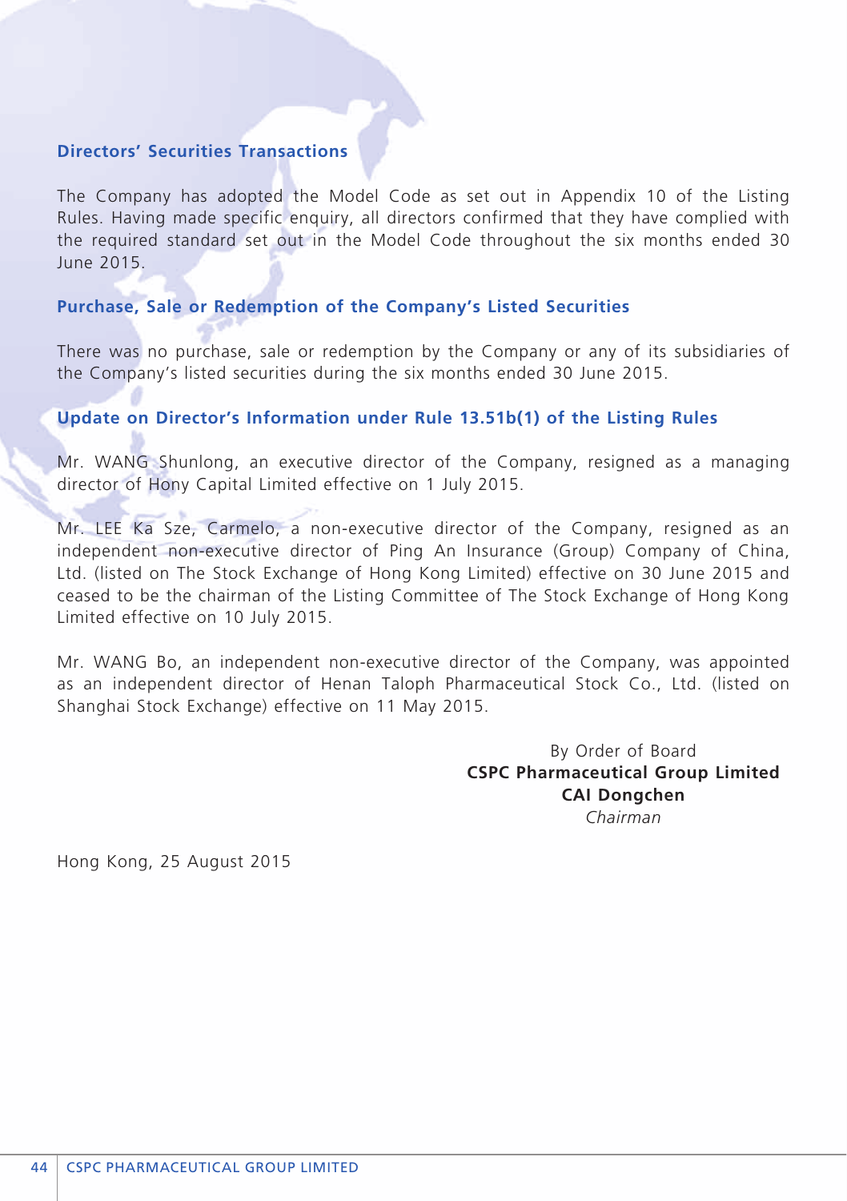### Directors' Securities Transactions

The Company has adopted the Model Code as set out in Appendix 10 of the Listing Rules. Having made specific enquiry, all directors confirmed that they have complied with the required standard set out in the Model Code throughout the six months ended 30 June 2015.

### Purchase, Sale or Redemption of the Company's Listed Securities

There was no purchase, sale or redemption by the Company or any of its subsidiaries of the Company's listed securities during the six months ended 30 June 2015.

### Update on Director's Information under Rule 13.51b(1) of the Listing Rules

Mr. WANG Shunlong, an executive director of the Company, resigned as a managing director of Hony Capital Limited effective on 1 July 2015.

Mr. LEE Ka Sze, Carmelo, a non-executive director of the Company, resigned as an independent non-executive director of Ping An Insurance (Group) Company of China, Ltd. (listed on The Stock Exchange of Hong Kong Limited) effective on 30 June 2015 and ceased to be the chairman of the Listing Committee of The Stock Exchange of Hong Kong Limited effective on 10 July 2015.

Mr. WANG Bo, an independent non-executive director of the Company, was appointed as an independent director of Henan Taloph Pharmaceutical Stock Co., Ltd. (listed on Shanghai Stock Exchange) effective on 11 May 2015.

By Order of Board
**CSPC Pharmaceutical Group Limited**
**CAI Dongchen**
*Chairman*

Hong Kong, 25 August 2015